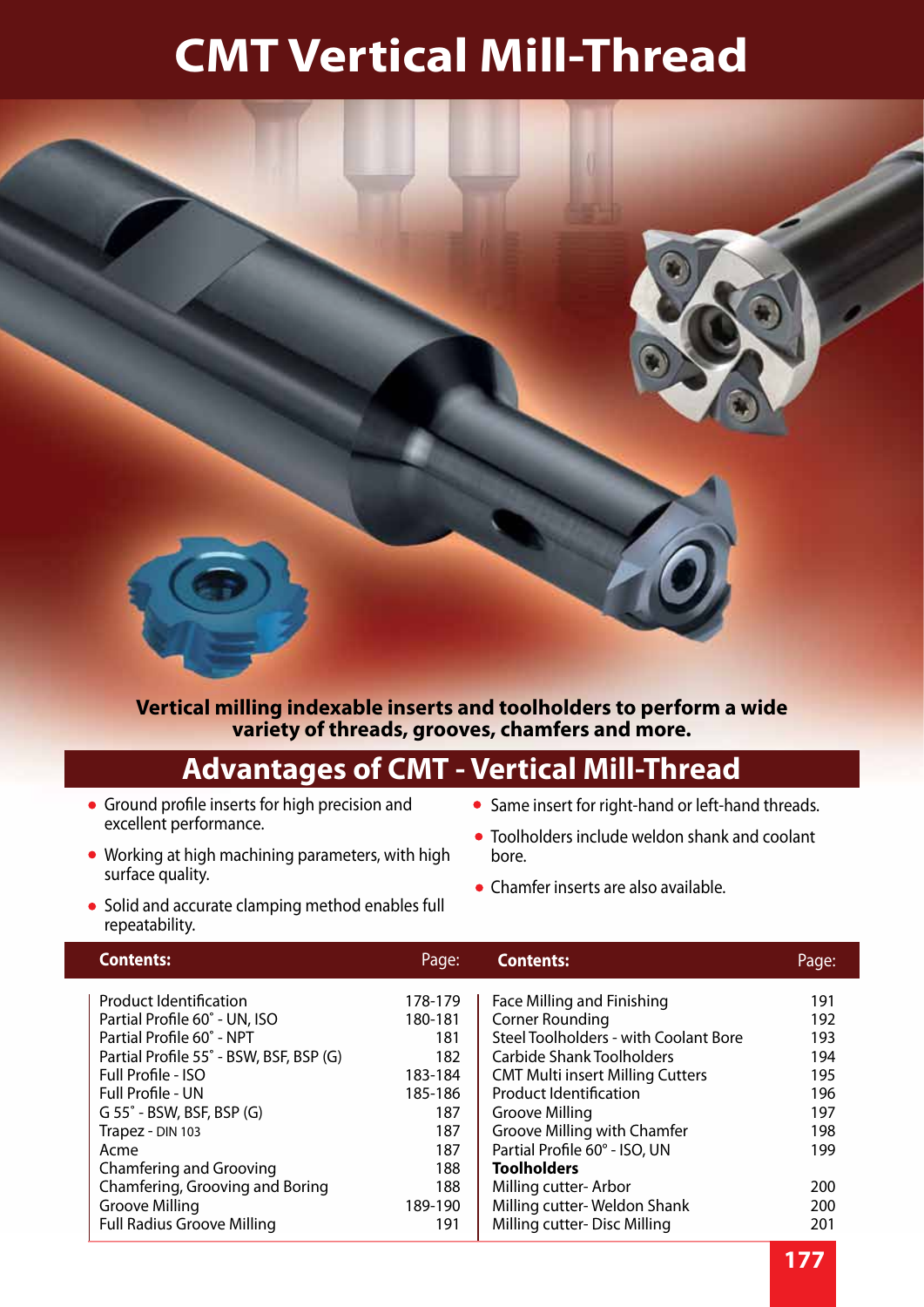# CMT Vertical Mill-Thread

**Vertical milling indexable inserts and toolholders to perform a wide variety of threads, grooves, chamfers and more.**

## Advantages of CMT - Vertical Mill-Thread

- Ground profile inserts for high precision and excellent performance.
- Working at high machining parameters, with high surface quality.
- Solid and accurate clamping method enables full repeatability.
- Same insert for right-hand or left-hand threads.
- Toolholders include weldon shank and coolant bore.
- Chamfer inserts are also available.

| Contents: | Page: |
|---|---|
| Product Identification | 178-179 |
| Partial Profile 60˚ - UN, ISO | 180-181 |
| Partial Profile 60˚ - NPT | 181 |
| Partial Profile 55˚ - BSW, BSF, BSP (G) | 182 |
| Full Profile - ISO | 183-184 |
| Full Profile - UN | 185-186 |
| G 55˚ - BSW, BSF, BSP (G) | 187 |
| Trapez - DIN 103 | 187 |
| Acme | 187 |
| Chamfering and Grooving | 188 |
| Chamfering, Grooving and Boring | 188 |
| Groove Milling | 189-190 |
| Full Radius Groove Milling | 191 |

| Contents: | Page: |
|---|---|
| Face Milling and Finishing | 191 |
| Corner Rounding | 192 |
| Steel Toolholders - with Coolant Bore | 193 |
| Carbide Shank Toolholders | 194 |
| CMT Multi insert Milling Cutters | 195 |
| Product Identification | 196 |
| Groove Milling | 197 |
| Groove Milling with Chamfer | 198 |
| Partial Profile 60° - ISO, UN | 199 |
| **Toolholders** | |
| Milling cutter- Arbor | 200 |
| Milling cutter- Weldon Shank | 200 |
| Milling cutter- Disc Milling | 201 |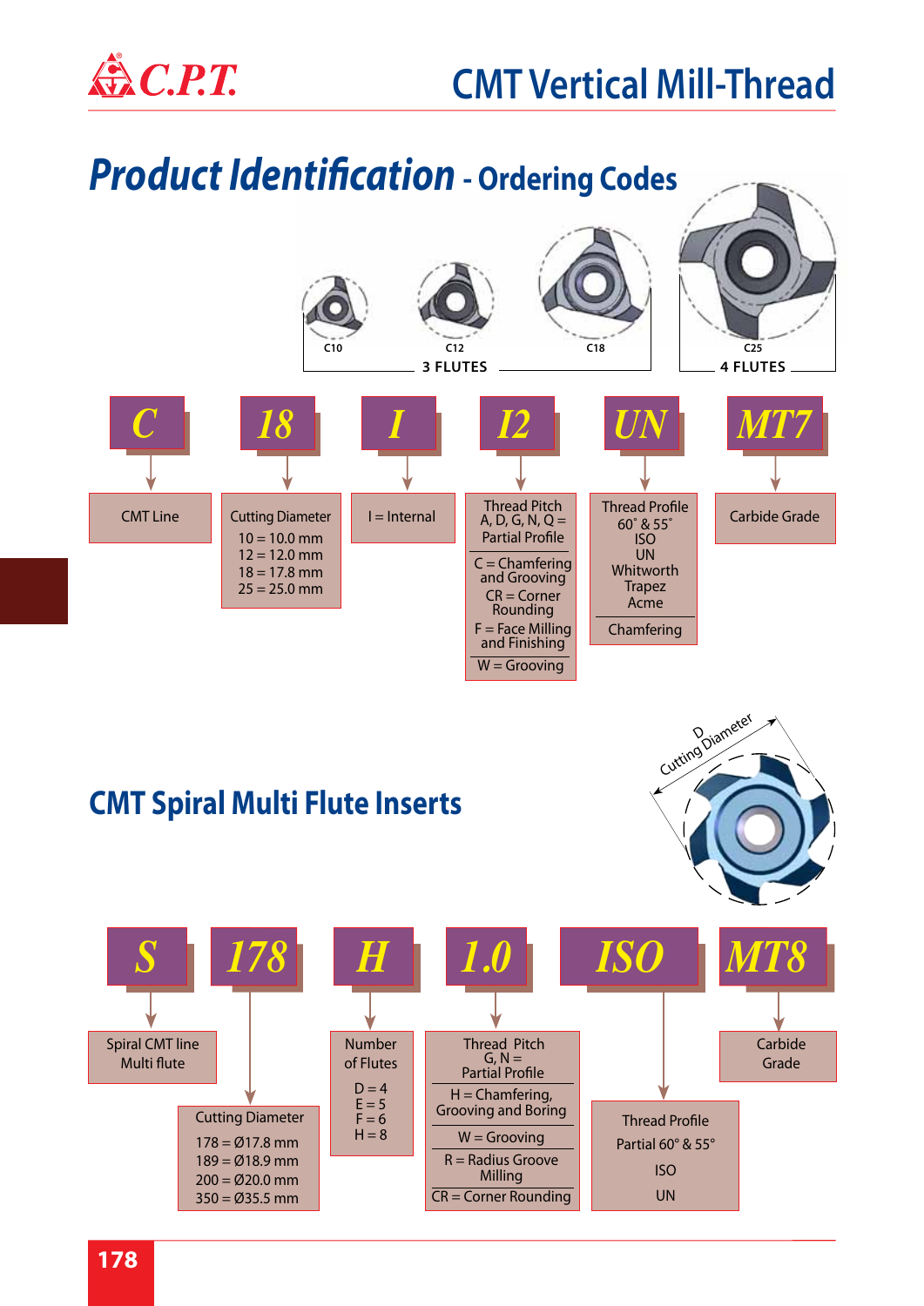# CMT Vertical Mill-Thread

## Product Identification - Ordering Codes

C10 C12 C18 — 3 FLUTES

C25 — 4 FLUTES

| C | 18 | I | I2 | UN | MT7 |
|---|---|---|---|---|---|
| CMT Line | Cutting Diameter<br>10 = 10.0 mm<br>12 = 12.0 mm<br>18 = 17.8 mm<br>25 = 25.0 mm | I = Internal | Thread Pitch<br>A, D, G, N, Q = Partial Profile<br>C = Chamfering and Grooving<br>CR = Corner Rounding<br>F = Face Milling and Finishing<br>W = Grooving | Thread Profile<br>60˚ & 55˚<br>ISO<br>UN<br>Whitworth<br>Trapez<br>Acme<br>Chamfering | Carbide Grade |

## CMT Spiral Multi Flute Inserts

D Cutting Diameter

| S | 178 | H | 1.0 | ISO | MT8 |
|---|---|---|---|---|---|
| Spiral CMT line Multi flute | Cutting Diameter<br>178 = Ø17.8 mm<br>189 = Ø18.9 mm<br>200 = Ø20.0 mm<br>350 = Ø35.5 mm | Number of Flutes<br>D = 4<br>E = 5<br>F = 6<br>H = 8 | Thread Pitch<br>G, N = Partial Profile<br>H = Chamfering, Grooving and Boring<br>W = Grooving<br>R = Radius Groove Milling<br>CR = Corner Rounding | Thread Profile<br>Partial 60° & 55°<br>ISO<br>UN | Carbide Grade |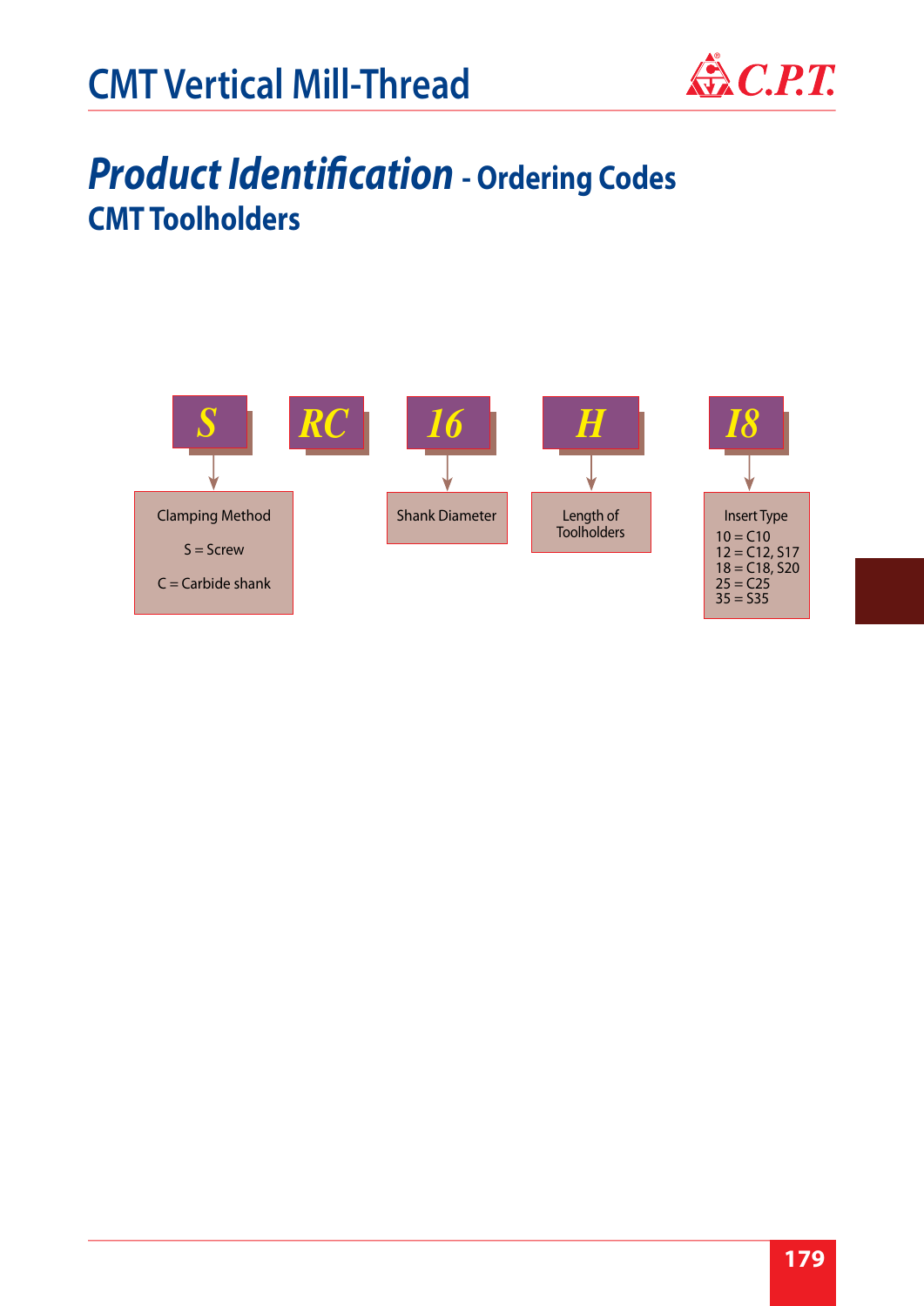# CMT Vertical Mill-Thread

## *Product Identification* - Ordering Codes

### CMT Toolholders

| S | RC | 16 | H | I8 |
|---|---|---|---|---|
| Clamping Method<br>S = Screw<br>C = Carbide shank | | Shank Diameter | Length of Toolholders | Insert Type<br>10 = C10<br>12 = C12, S17<br>18 = C18, S20<br>25 = C25<br>35 = S35 |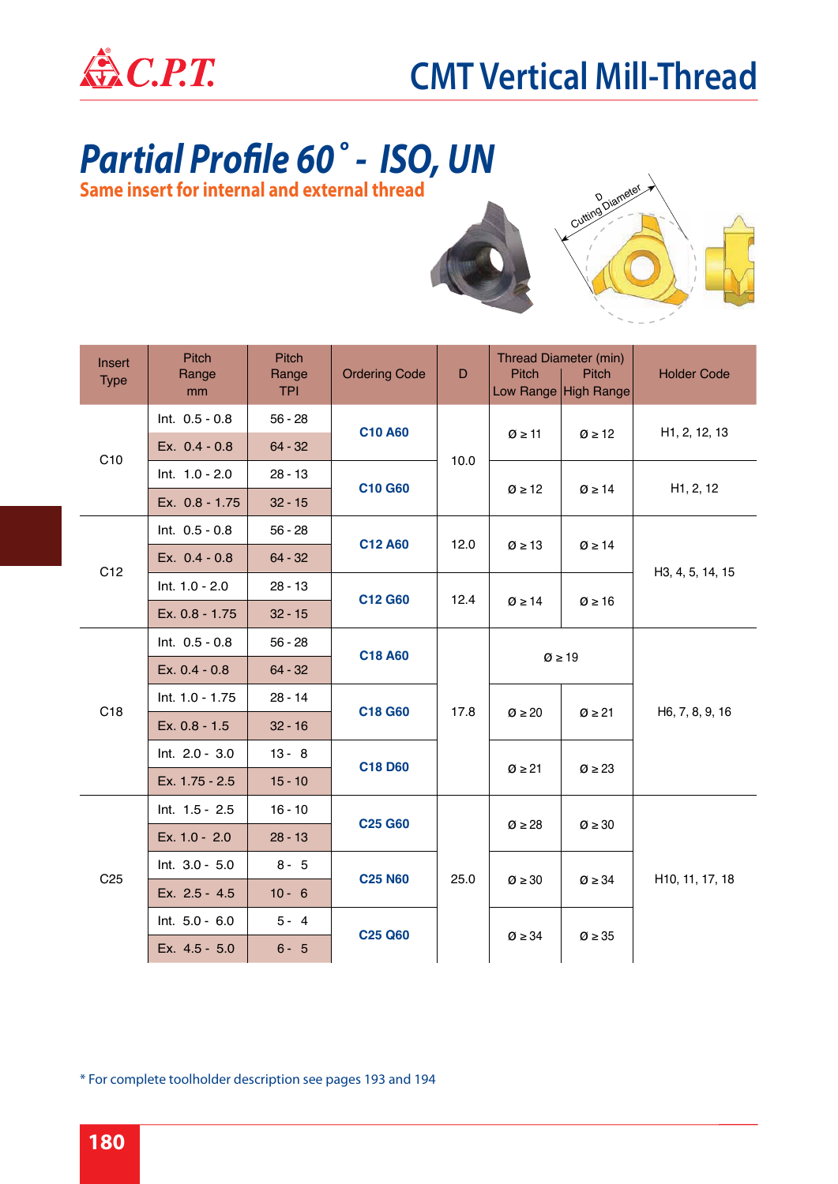# CMT Vertical Mill-Thread

## Partial Profile 60˚ - ISO, UN

**Same insert for internal and external thread**

| Insert Type | Pitch Range mm | Pitch Range TPI | Ordering Code | D | Thread Diameter (min) Pitch Low Range | Thread Diameter (min) Pitch High Range | Holder Code |
|---|---|---|---|---|---|---|---|
| C10 | Int. 0.5 - 0.8 | 56 - 28 | C10 A60 | 10.0 | Ø ≥ 11 | Ø ≥ 12 | H1, 2, 12, 13 |
| | Ex. 0.4 - 0.8 | 64 - 32 | | | | | |
| | Int. 1.0 - 2.0 | 28 - 13 | C10 G60 | | Ø ≥ 12 | Ø ≥ 14 | H1, 2, 12 |
| | Ex. 0.8 - 1.75 | 32 - 15 | | | | | |
| C12 | Int. 0.5 - 0.8 | 56 - 28 | C12 A60 | 12.0 | Ø ≥ 13 | Ø ≥ 14 | H3, 4, 5, 14, 15 |
| | Ex. 0.4 - 0.8 | 64 - 32 | | | | | |
| | Int. 1.0 - 2.0 | 28 - 13 | C12 G60 | 12.4 | Ø ≥ 14 | Ø ≥ 16 | |
| | Ex. 0.8 - 1.75 | 32 - 15 | | | | | |
| C18 | Int. 0.5 - 0.8 | 56 - 28 | C18 A60 | 17.8 | Ø ≥ 19 | | H6, 7, 8, 9, 16 |
| | Ex. 0.4 - 0.8 | 64 - 32 | | | | | |
| | Int. 1.0 - 1.75 | 28 - 14 | C18 G60 | | Ø ≥ 20 | Ø ≥ 21 | |
| | Ex. 0.8 - 1.5 | 32 - 16 | | | | | |
| | Int. 2.0 - 3.0 | 13 - 8 | C18 D60 | | Ø ≥ 21 | Ø ≥ 23 | |
| | Ex. 1.75 - 2.5 | 15 - 10 | | | | | |
| C25 | Int. 1.5 - 2.5 | 16 - 10 | C25 G60 | 25.0 | Ø ≥ 28 | Ø ≥ 30 | H10, 11, 17, 18 |
| | Ex. 1.0 - 2.0 | 28 - 13 | | | | | |
| | Int. 3.0 - 5.0 | 8 - 5 | C25 N60 | | Ø ≥ 30 | Ø ≥ 34 | |
| | Ex. 2.5 - 4.5 | 10 - 6 | | | | | |
| | Int. 5.0 - 6.0 | 5 - 4 | C25 Q60 | | Ø ≥ 34 | Ø ≥ 35 | |
| | Ex. 4.5 - 5.0 | 6 - 5 | | | | | |

* For complete toolholder description see pages 193 and 194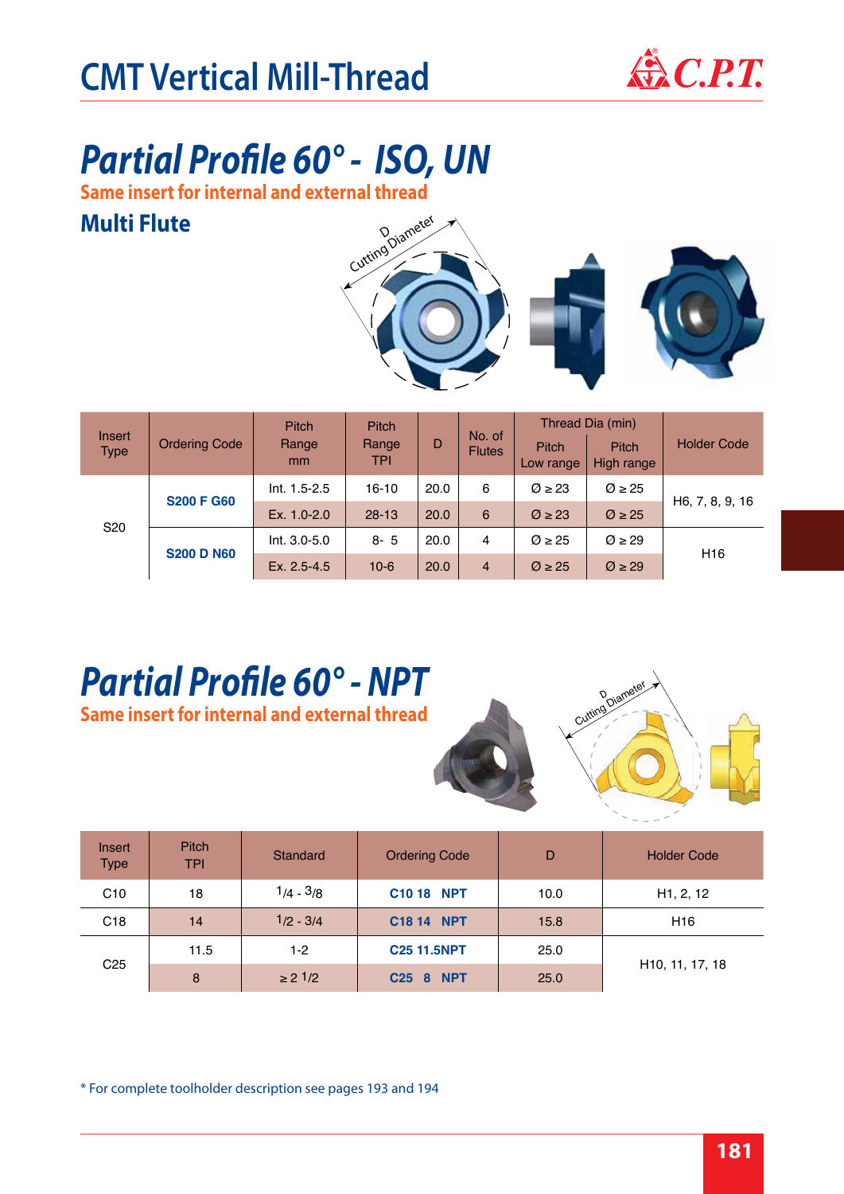# CMT Vertical Mill-Thread

## Partial Profile 60° - ISO, UN

**Same insert for internal and external thread**

### Multi Flute

| Insert Type | Ordering Code | Pitch Range mm | Pitch Range TPI | D | No. of Flutes | Thread Dia (min) | | Holder Code |
|---|---|---|---|---|---|---|---|---|
| | | | | | | Pitch Low range | Pitch High range | |
| S20 | **S200 F G60** | Int. 1.5-2.5 | 16-10 | 20.0 | 6 | Ø ≥ 23 | Ø ≥ 25 | H6, 7, 8, 9, 16 |
| | | Ex. 1.0-2.0 | 28-13 | 20.0 | 6 | Ø ≥ 23 | Ø ≥ 25 | |
| | **S200 D N60** | Int. 3.0-5.0 | 8- 5 | 20.0 | 4 | Ø ≥ 25 | Ø ≥ 29 | H16 |
| | | Ex. 2.5-4.5 | 10-6 | 20.0 | 4 | Ø ≥ 25 | Ø ≥ 29 | |

## Partial Profile 60° - NPT

**Same insert for internal and external thread**

| Insert Type | Pitch TPI | Standard | Ordering Code | D | Holder Code |
|---|---|---|---|---|---|
| C10 | 18 | 1/4 - 3/8 | **C10 18 NPT** | 10.0 | H1, 2, 12 |
| C18 | 14 | 1/2 - 3/4 | **C18 14 NPT** | 15.8 | H16 |
| C25 | 11.5 | 1-2 | **C25 11.5NPT** | 25.0 | H10, 11, 17, 18 |
| | 8 | ≥ 2 1/2 | **C25 8 NPT** | 25.0 | |

\* For complete toolholder description see pages 193 and 194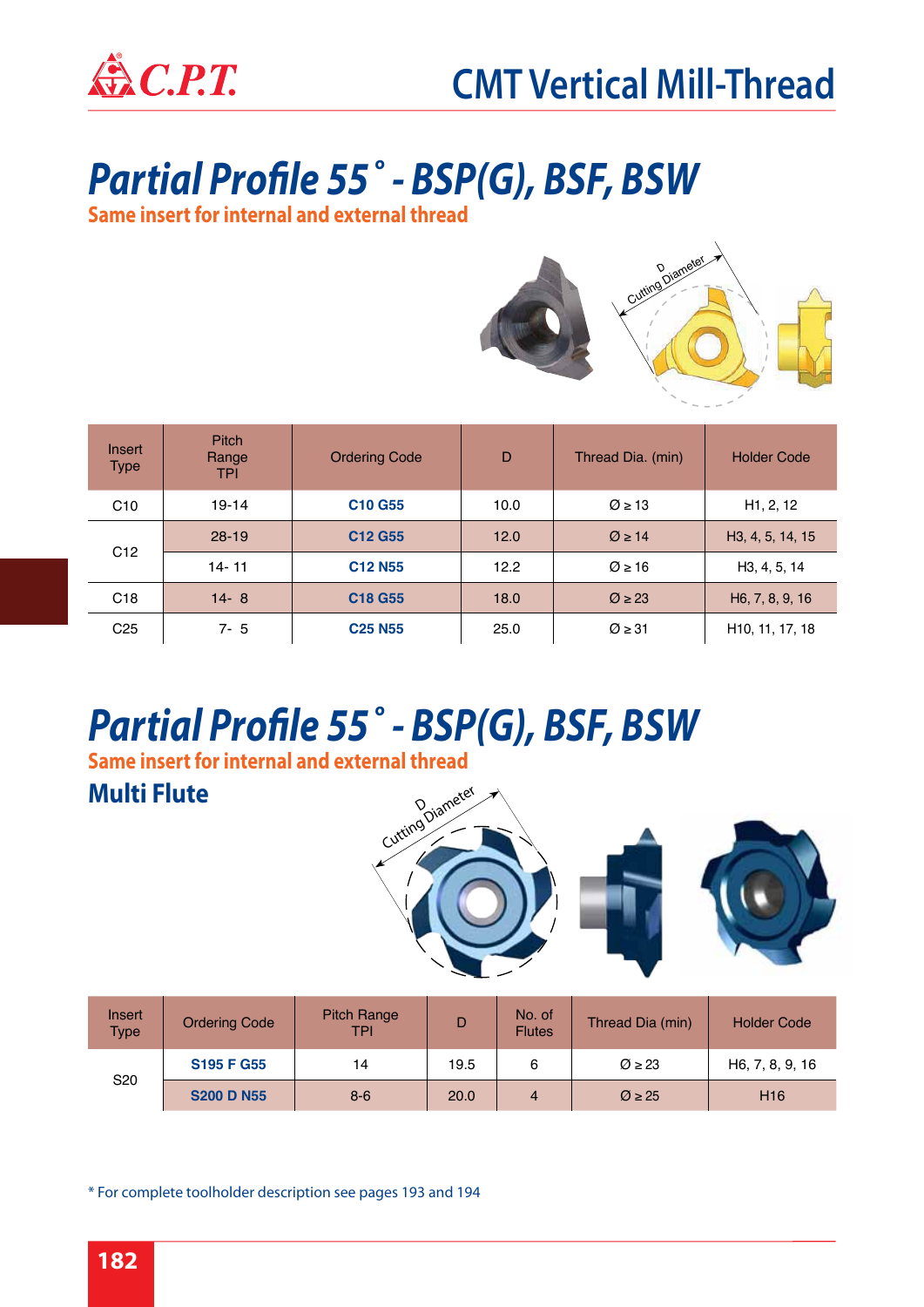# CMT Vertical Mill-Thread

## Partial Profile 55° - BSP(G), BSF, BSW

**Same insert for internal and external thread**

D Cutting Diameter

| Insert Type | Pitch Range TPI | Ordering Code | D | Thread Dia. (min) | Holder Code |
|---|---|---|---|---|---|
| C10 | 19-14 | **C10 G55** | 10.0 | Ø ≥ 13 | H1, 2, 12 |
| C12 | 28-19 | **C12 G55** | 12.0 | Ø ≥ 14 | H3, 4, 5, 14, 15 |
| | 14- 11 | **C12 N55** | 12.2 | Ø ≥ 16 | H3, 4, 5, 14 |
| C18 | 14- 8 | **C18 G55** | 18.0 | Ø ≥ 23 | H6, 7, 8, 9, 16 |
| C25 | 7- 5 | **C25 N55** | 25.0 | Ø ≥ 31 | H10, 11, 17, 18 |

## Partial Profile 55° - BSP(G), BSF, BSW

**Same insert for internal and external thread**

### Multi Flute

D Cutting Diameter

| Insert Type | Ordering Code | Pitch Range TPI | D | No. of Flutes | Thread Dia (min) | Holder Code |
|---|---|---|---|---|---|---|
| S20 | **S195 F G55** | 14 | 19.5 | 6 | Ø ≥ 23 | H6, 7, 8, 9, 16 |
| | **S200 D N55** | 8-6 | 20.0 | 4 | Ø ≥ 25 | H16 |

* For complete toolholder description see pages 193 and 194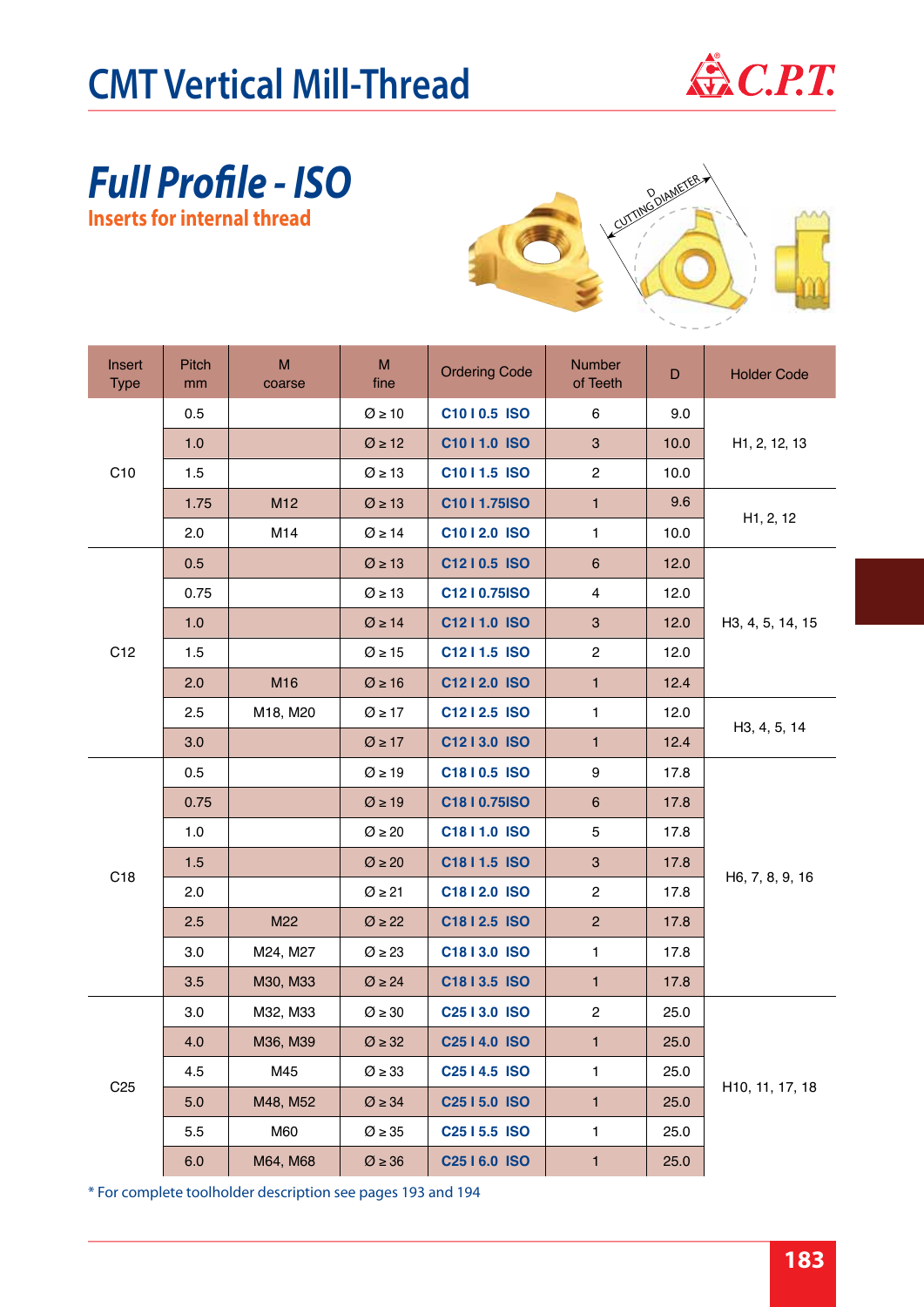# CMT Vertical Mill-Thread

## Full Profile - ISO

### Inserts for internal thread

D CUTTING DIAMETER

| Insert Type | Pitch mm | M coarse | M fine | Ordering Code | Number of Teeth | D | Holder Code |
|---|---|---|---|---|---|---|---|
| C10 | 0.5 | | Ø ≥ 10 | C10 I 0.5 ISO | 6 | 9.0 | H1, 2, 12, 13 |
| | 1.0 | | Ø ≥ 12 | C10 I 1.0 ISO | 3 | 10.0 | |
| | 1.5 | | Ø ≥ 13 | C10 I 1.5 ISO | 2 | 10.0 | |
| | 1.75 | M12 | Ø ≥ 13 | C10 I 1.75ISO | 1 | 9.6 | H1, 2, 12 |
| | 2.0 | M14 | Ø ≥ 14 | C10 I 2.0 ISO | 1 | 10.0 | |
| C12 | 0.5 | | Ø ≥ 13 | C12 I 0.5 ISO | 6 | 12.0 | H3, 4, 5, 14, 15 |
| | 0.75 | | Ø ≥ 13 | C12 I 0.75ISO | 4 | 12.0 | |
| | 1.0 | | Ø ≥ 14 | C12 I 1.0 ISO | 3 | 12.0 | |
| | 1.5 | | Ø ≥ 15 | C12 I 1.5 ISO | 2 | 12.0 | |
| | 2.0 | M16 | Ø ≥ 16 | C12 I 2.0 ISO | 1 | 12.4 | |
| | 2.5 | M18, M20 | Ø ≥ 17 | C12 I 2.5 ISO | 1 | 12.0 | H3, 4, 5, 14 |
| | 3.0 | | Ø ≥ 17 | C12 I 3.0 ISO | 1 | 12.4 | |
| C18 | 0.5 | | Ø ≥ 19 | C18 I 0.5 ISO | 9 | 17.8 | H6, 7, 8, 9, 16 |
| | 0.75 | | Ø ≥ 19 | C18 I 0.75ISO | 6 | 17.8 | |
| | 1.0 | | Ø ≥ 20 | C18 I 1.0 ISO | 5 | 17.8 | |
| | 1.5 | | Ø ≥ 20 | C18 I 1.5 ISO | 3 | 17.8 | |
| | 2.0 | | Ø ≥ 21 | C18 I 2.0 ISO | 2 | 17.8 | |
| | 2.5 | M22 | Ø ≥ 22 | C18 I 2.5 ISO | 2 | 17.8 | |
| | 3.0 | M24, M27 | Ø ≥ 23 | C18 I 3.0 ISO | 1 | 17.8 | |
| | 3.5 | M30, M33 | Ø ≥ 24 | C18 I 3.5 ISO | 1 | 17.8 | |
| C25 | 3.0 | M32, M33 | Ø ≥ 30 | C25 I 3.0 ISO | 2 | 25.0 | H10, 11, 17, 18 |
| | 4.0 | M36, M39 | Ø ≥ 32 | C25 I 4.0 ISO | 1 | 25.0 | |
| | 4.5 | M45 | Ø ≥ 33 | C25 I 4.5 ISO | 1 | 25.0 | |
| | 5.0 | M48, M52 | Ø ≥ 34 | C25 I 5.0 ISO | 1 | 25.0 | |
| | 5.5 | M60 | Ø ≥ 35 | C25 I 5.5 ISO | 1 | 25.0 | |
| | 6.0 | M64, M68 | Ø ≥ 36 | C25 I 6.0 ISO | 1 | 25.0 | |

* For complete toolholder description see pages 193 and 194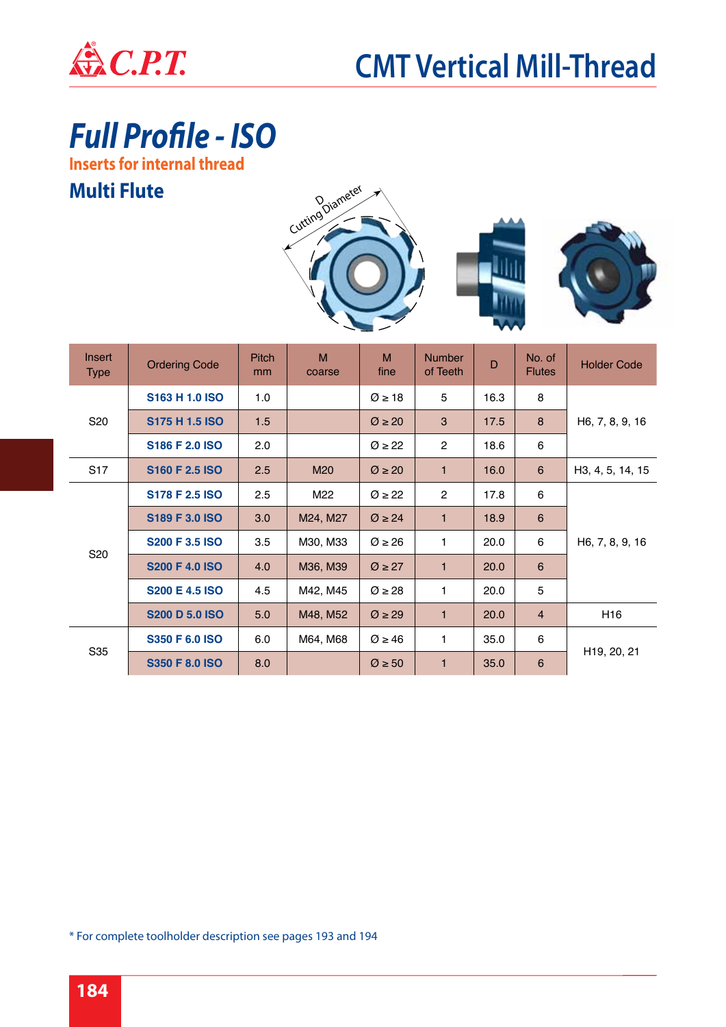# CMT Vertical Mill-Thread

## *Full Profile - ISO*

**Inserts for internal thread**

### Multi Flute

D Cutting Diameter

| Insert Type | Ordering Code | Pitch mm | M coarse | M fine | Number of Teeth | D | No. of Flutes | Holder Code |
|---|---|---|---|---|---|---|---|---|
| S20 | **S163 H 1.0 ISO** | 1.0 | | Ø ≥ 18 | 5 | 16.3 | 8 | H6, 7, 8, 9, 16 |
| | **S175 H 1.5 ISO** | 1.5 | | Ø ≥ 20 | 3 | 17.5 | 8 | |
| | **S186 F 2.0 ISO** | 2.0 | | Ø ≥ 22 | 2 | 18.6 | 6 | |
| S17 | **S160 F 2.5 ISO** | 2.5 | M20 | Ø ≥ 20 | 1 | 16.0 | 6 | H3, 4, 5, 14, 15 |
| S20 | **S178 F 2.5 ISO** | 2.5 | M22 | Ø ≥ 22 | 2 | 17.8 | 6 | H6, 7, 8, 9, 16 |
| | **S189 F 3.0 ISO** | 3.0 | M24, M27 | Ø ≥ 24 | 1 | 18.9 | 6 | |
| | **S200 F 3.5 ISO** | 3.5 | M30, M33 | Ø ≥ 26 | 1 | 20.0 | 6 | |
| | **S200 F 4.0 ISO** | 4.0 | M36, M39 | Ø ≥ 27 | 1 | 20.0 | 6 | |
| | **S200 E 4.5 ISO** | 4.5 | M42, M45 | Ø ≥ 28 | 1 | 20.0 | 5 | |
| | **S200 D 5.0 ISO** | 5.0 | M48, M52 | Ø ≥ 29 | 1 | 20.0 | 4 | H16 |
| S35 | **S350 F 6.0 ISO** | 6.0 | M64, M68 | Ø ≥ 46 | 1 | 35.0 | 6 | H19, 20, 21 |
| | **S350 F 8.0 ISO** | 8.0 | | Ø ≥ 50 | 1 | 35.0 | 6 | |

* For complete toolholder description see pages 193 and 194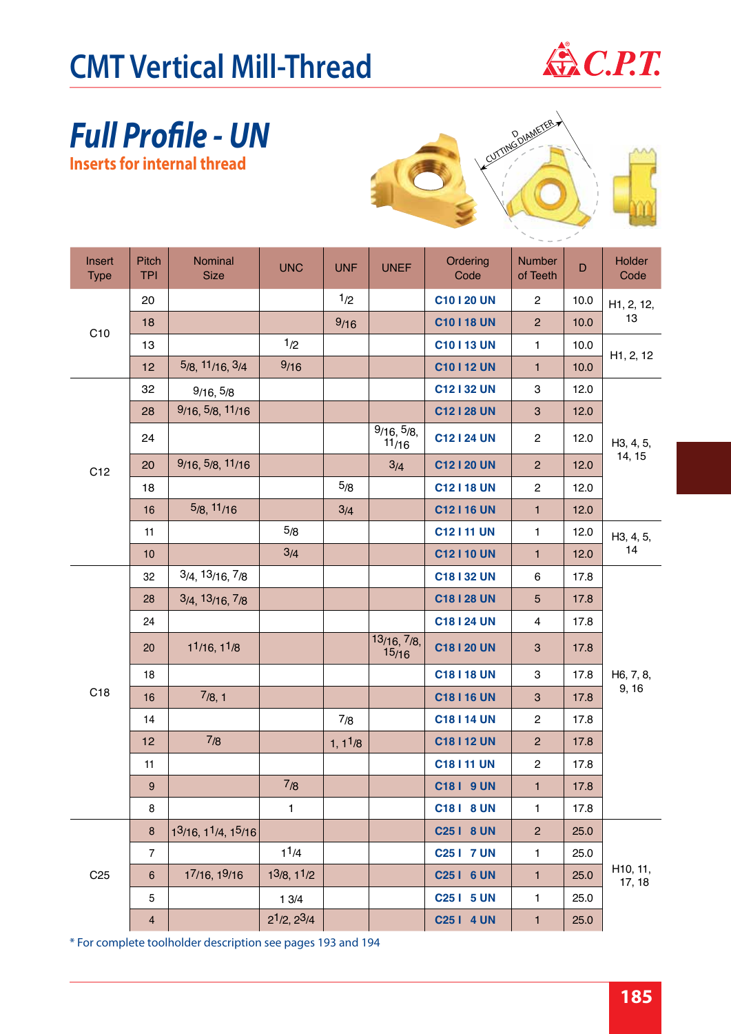# CMT Vertical Mill-Thread

## Full Profile - UN

### Inserts for internal thread

| Insert Type | Pitch TPI | Nominal Size | UNC | UNF | UNEF | Ordering Code | Number of Teeth | D | Holder Code |
|---|---|---|---|---|---|---|---|---|---|
| C10 | 20 | | | 1/2 | | C10 I 20 UN | 2 | 10.0 | H1, 2, 12, 13 |
| | 18 | | | 9/16 | | C10 I 18 UN | 2 | 10.0 | |
| | 13 | | 1/2 | | | C10 I 13 UN | 1 | 10.0 | H1, 2, 12 |
| | 12 | 5/8, 11/16, 3/4 | 9/16 | | | C10 I 12 UN | 1 | 10.0 | |
| C12 | 32 | 9/16, 5/8 | | | | C12 I 32 UN | 3 | 12.0 | H3, 4, 5, 14, 15 |
| | 28 | 9/16, 5/8, 11/16 | | | | C12 I 28 UN | 3 | 12.0 | |
| | 24 | | | | 9/16, 5/8, 11/16 | C12 I 24 UN | 2 | 12.0 | |
| | 20 | 9/16, 5/8, 11/16 | | | 3/4 | C12 I 20 UN | 2 | 12.0 | |
| | 18 | | | 5/8 | | C12 I 18 UN | 2 | 12.0 | |
| | 16 | 5/8, 11/16 | | 3/4 | | C12 I 16 UN | 1 | 12.0 | |
| | 11 | | 5/8 | | | C12 I 11 UN | 1 | 12.0 | H3, 4, 5, 14 |
| | 10 | | 3/4 | | | C12 I 10 UN | 1 | 12.0 | |
| C18 | 32 | 3/4, 13/16, 7/8 | | | | C18 I 32 UN | 6 | 17.8 | H6, 7, 8, 9, 16 |
| | 28 | 3/4, 13/16, 7/8 | | | | C18 I 28 UN | 5 | 17.8 | |
| | 24 | | | | | C18 I 24 UN | 4 | 17.8 | |
| | 20 | 11/16, 11/8 | | | 13/16, 7/8, 15/16 | C18 I 20 UN | 3 | 17.8 | |
| | 18 | | | | | C18 I 18 UN | 3 | 17.8 | |
| | 16 | 7/8, 1 | | | | C18 I 16 UN | 3 | 17.8 | |
| | 14 | | | 7/8 | | C18 I 14 UN | 2 | 17.8 | |
| | 12 | 7/8 | | 1, 11/8 | | C18 I 12 UN | 2 | 17.8 | |
| | 11 | | | | | C18 I 11 UN | 2 | 17.8 | |
| | 9 | | 7/8 | | | C18 I 9 UN | 1 | 17.8 | |
| | 8 | | 1 | | | C18 I 8 UN | 1 | 17.8 | |
| C25 | 8 | 13/16, 11/4, 15/16 | | | | C25 I 8 UN | 2 | 25.0 | H10, 11, 17, 18 |
| | 7 | | 11/4 | | | C25 I 7 UN | 1 | 25.0 | |
| | 6 | 17/16, 19/16 | 13/8, 11/2 | | | C25 I 6 UN | 1 | 25.0 | |
| | 5 | | 1 3/4 | | | C25 I 5 UN | 1 | 25.0 | |
| | 4 | | 21/2, 23/4 | | | C25 I 4 UN | 1 | 25.0 | |

* For complete toolholder description see pages 193 and 194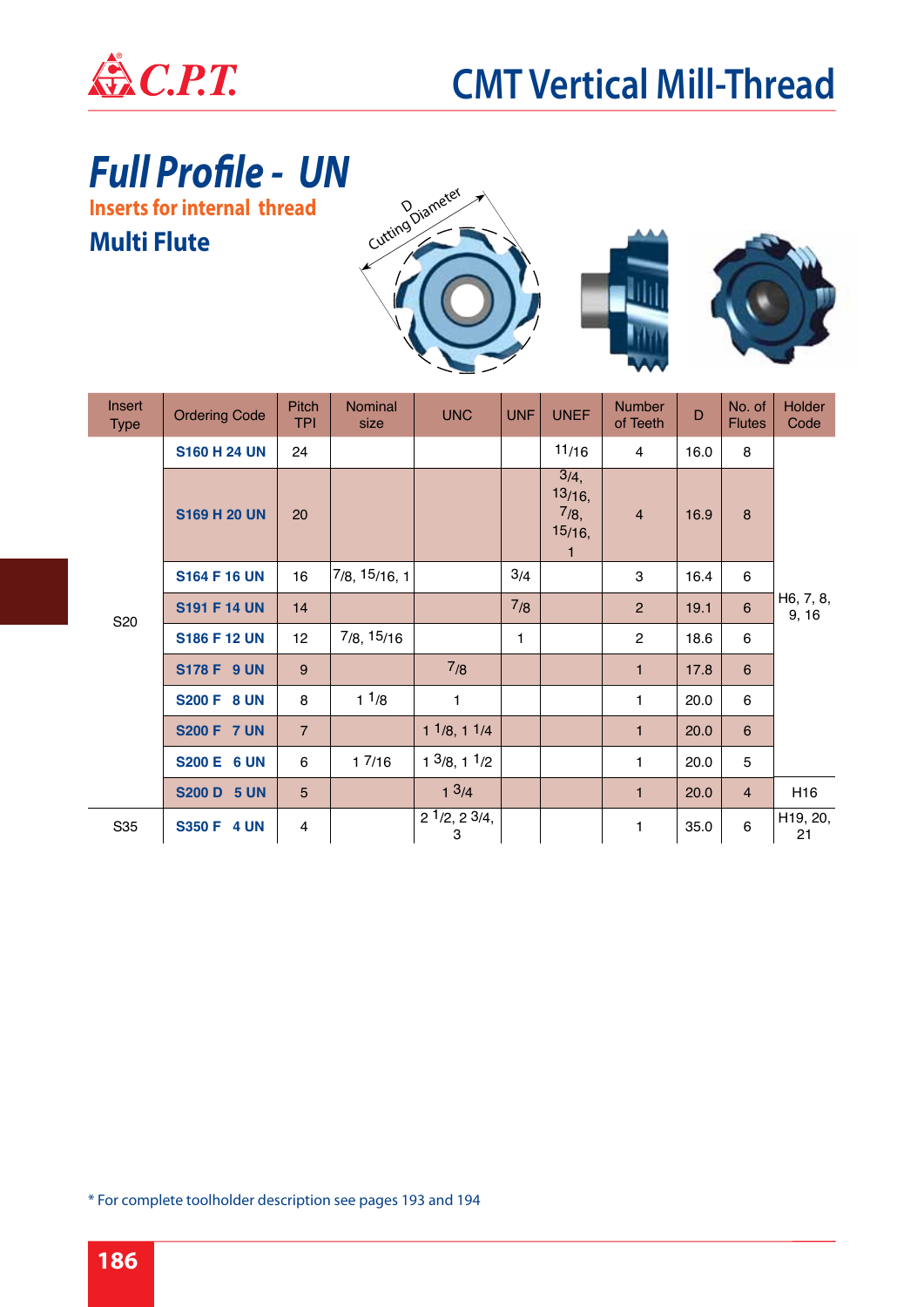# CMT Vertical Mill-Thread

## Full Profile - UN

### Inserts for internal thread

### Multi Flute

| Insert Type | Ordering Code | Pitch TPI | Nominal size | UNC | UNF | UNEF | Number of Teeth | D | No. of Flutes | Holder Code |
|---|---|---|---|---|---|---|---|---|---|---|
| S20 | S160 H 24 UN | 24 | | | | 11/16 | 4 | 16.0 | 8 | H6, 7, 8, 9, 16 |
| | S169 H 20 UN | 20 | | | | 3/4, 13/16, 7/8, 15/16, 1 | 4 | 16.9 | 8 | |
| | S164 F 16 UN | 16 | 7/8, 15/16, 1 | | 3/4 | | 3 | 16.4 | 6 | |
| | S191 F 14 UN | 14 | | | 7/8 | | 2 | 19.1 | 6 | |
| | S186 F 12 UN | 12 | 7/8, 15/16 | | 1 | | 2 | 18.6 | 6 | |
| | S178 F 9 UN | 9 | | 7/8 | | | 1 | 17.8 | 6 | |
| | S200 F 8 UN | 8 | 1 1/8 | 1 | | | 1 | 20.0 | 6 | |
| | S200 F 7 UN | 7 | | 1 1/8, 1 1/4 | | | 1 | 20.0 | 6 | |
| | S200 E 6 UN | 6 | 1 7/16 | 1 3/8, 1 1/2 | | | 1 | 20.0 | 5 | |
| | S200 D 5 UN | 5 | | 1 3/4 | | | 1 | 20.0 | 4 | H16 |
| S35 | S350 F 4 UN | 4 | | 2 1/2, 2 3/4, 3 | | | 1 | 35.0 | 6 | H19, 20, 21 |

* For complete toolholder description see pages 193 and 194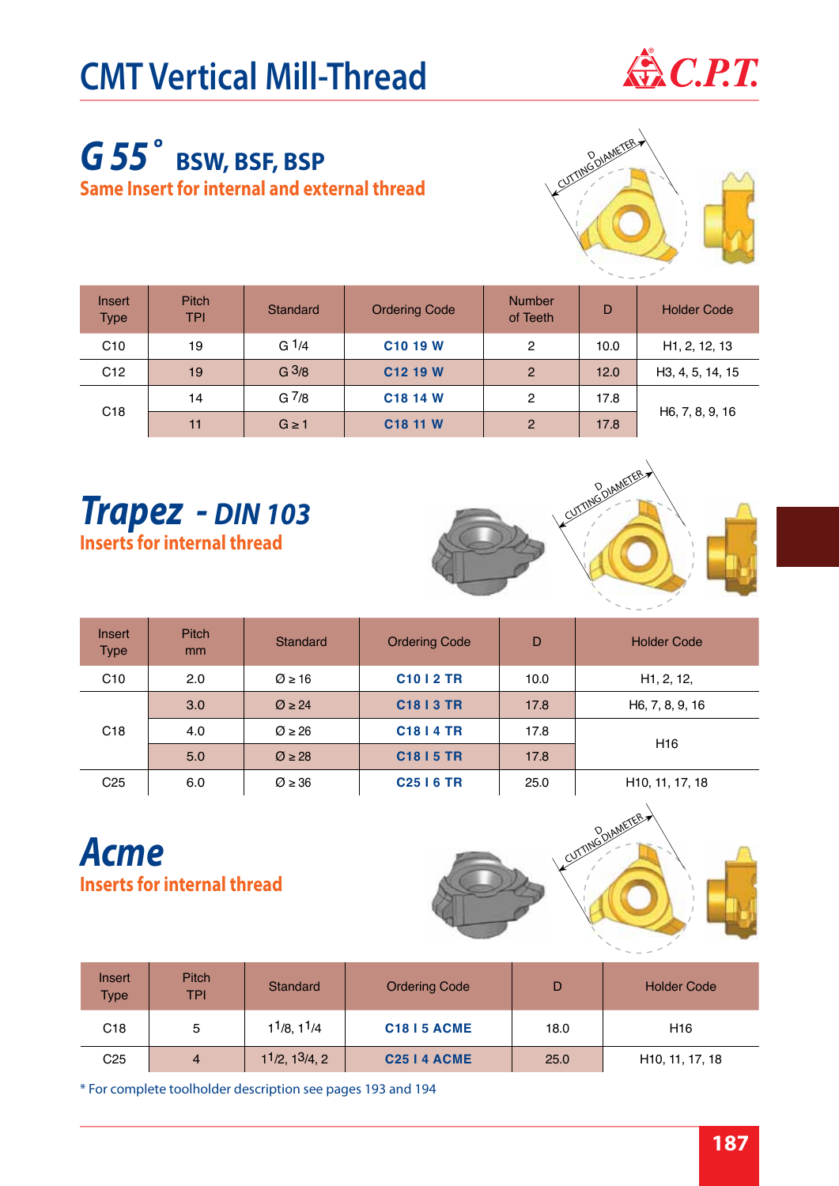# CMT Vertical Mill-Thread

## G 55° BSW, BSF, BSP

**Same Insert for internal and external thread**

| Insert Type | Pitch TPI | Standard | Ordering Code | Number of Teeth | D | Holder Code |
|---|---|---|---|---|---|---|
| C10 | 19 | G 1/4 | **C10 19 W** | 2 | 10.0 | H1, 2, 12, 13 |
| C12 | 19 | G 3/8 | **C12 19 W** | 2 | 12.0 | H3, 4, 5, 14, 15 |
| C18 | 14 | G 7/8 | **C18 14 W** | 2 | 17.8 | H6, 7, 8, 9, 16 |
| | 11 | G ≥ 1 | **C18 11 W** | 2 | 17.8 | |

## Trapez - DIN 103

**Inserts for internal thread**

| Insert Type | Pitch mm | Standard | Ordering Code | D | Holder Code |
|---|---|---|---|---|---|
| C10 | 2.0 | Ø ≥ 16 | **C10 I 2 TR** | 10.0 | H1, 2, 12, |
| C18 | 3.0 | Ø ≥ 24 | **C18 I 3 TR** | 17.8 | H6, 7, 8, 9, 16 |
| | 4.0 | Ø ≥ 26 | **C18 I 4 TR** | 17.8 | H16 |
| | 5.0 | Ø ≥ 28 | **C18 I 5 TR** | 17.8 | |
| C25 | 6.0 | Ø ≥ 36 | **C25 I 6 TR** | 25.0 | H10, 11, 17, 18 |

## Acme

**Inserts for internal thread**

| Insert Type | Pitch TPI | Standard | Ordering Code | D | Holder Code |
|---|---|---|---|---|---|
| C18 | 5 | 1 1/8, 1 1/4 | **C18 I 5 ACME** | 18.0 | H16 |
| C25 | 4 | 1 1/2, 1 3/4, 2 | **C25 I 4 ACME** | 25.0 | H10, 11, 17, 18 |

* For complete toolholder description see pages 193 and 194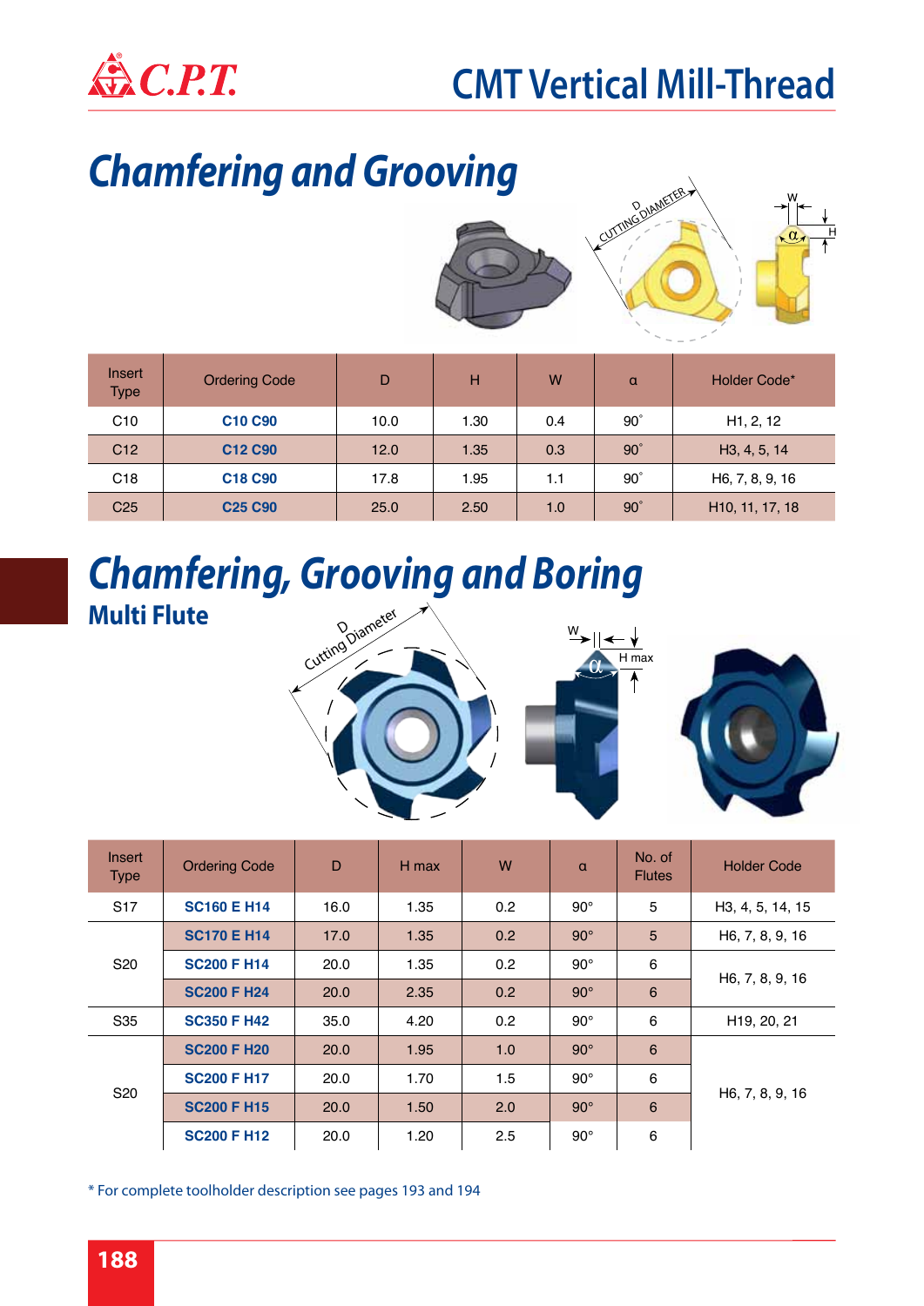# CMT Vertical Mill-Thread

## Chamfering and Grooving

| Insert Type | Ordering Code | D | H | W | α | Holder Code* |
|---|---|---|---|---|---|---|
| C10 | **C10 C90** | 10.0 | 1.30 | 0.4 | 90˚ | H1, 2, 12 |
| C12 | **C12 C90** | 12.0 | 1.35 | 0.3 | 90˚ | H3, 4, 5, 14 |
| C18 | **C18 C90** | 17.8 | 1.95 | 1.1 | 90˚ | H6, 7, 8, 9, 16 |
| C25 | **C25 C90** | 25.0 | 2.50 | 1.0 | 90˚ | H10, 11, 17, 18 |

## Chamfering, Grooving and Boring

### Multi Flute

| Insert Type | Ordering Code | D | H max | W | α | No. of Flutes | Holder Code |
|---|---|---|---|---|---|---|---|
| S17 | **SC160 E H14** | 16.0 | 1.35 | 0.2 | 90° | 5 | H3, 4, 5, 14, 15 |
| S20 | **SC170 E H14** | 17.0 | 1.35 | 0.2 | 90° | 5 | H6, 7, 8, 9, 16 |
| | **SC200 F H14** | 20.0 | 1.35 | 0.2 | 90° | 6 | H6, 7, 8, 9, 16 |
| | **SC200 F H24** | 20.0 | 2.35 | 0.2 | 90° | 6 | |
| S35 | **SC350 F H42** | 35.0 | 4.20 | 0.2 | 90° | 6 | H19, 20, 21 |
| S20 | **SC200 F H20** | 20.0 | 1.95 | 1.0 | 90° | 6 | H6, 7, 8, 9, 16 |
| | **SC200 F H17** | 20.0 | 1.70 | 1.5 | 90° | 6 | |
| | **SC200 F H15** | 20.0 | 1.50 | 2.0 | 90° | 6 | |
| | **SC200 F H12** | 20.0 | 1.20 | 2.5 | 90° | 6 | |

* For complete toolholder description see pages 193 and 194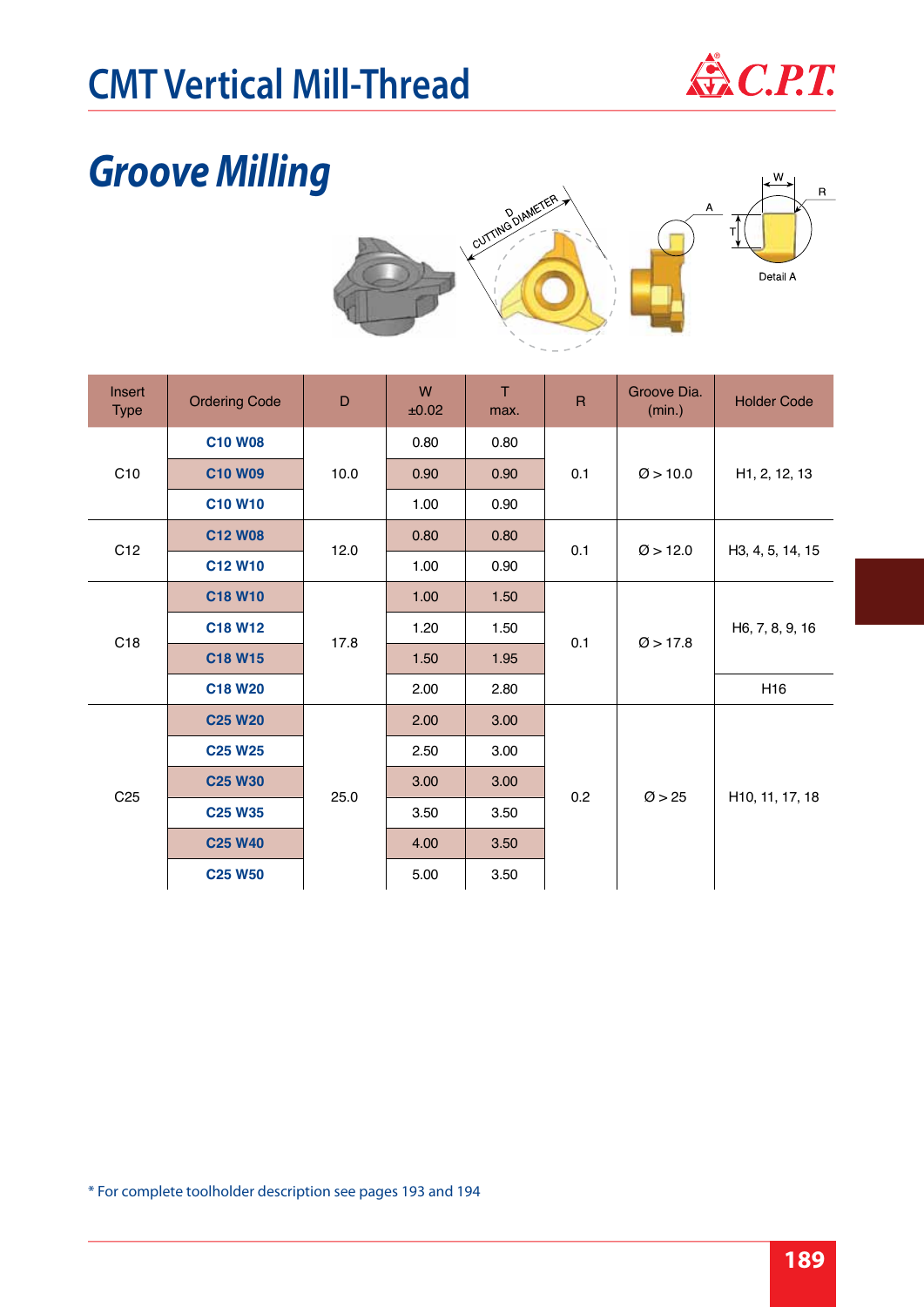# CMT Vertical Mill-Thread

## Groove Milling

| Insert Type | Ordering Code | D | W ±0.02 | T max. | R | Groove Dia. (min.) | Holder Code |
|---|---|---|---|---|---|---|---|
| C10 | C10 W08 | 10.0 | 0.80 | 0.80 | 0.1 | Ø > 10.0 | H1, 2, 12, 13 |
| | C10 W09 | | 0.90 | 0.90 | | | |
| | C10 W10 | | 1.00 | 0.90 | | | |
| C12 | C12 W08 | 12.0 | 0.80 | 0.80 | 0.1 | Ø > 12.0 | H3, 4, 5, 14, 15 |
| | C12 W10 | | 1.00 | 0.90 | | | |
| C18 | C18 W10 | 17.8 | 1.00 | 1.50 | 0.1 | Ø > 17.8 | H6, 7, 8, 9, 16 |
| | C18 W12 | | 1.20 | 1.50 | | | |
| | C18 W15 | | 1.50 | 1.95 | | | |
| | C18 W20 | | 2.00 | 2.80 | | | H16 |
| C25 | C25 W20 | 25.0 | 2.00 | 3.00 | 0.2 | Ø > 25 | H10, 11, 17, 18 |
| | C25 W25 | | 2.50 | 3.00 | | | |
| | C25 W30 | | 3.00 | 3.00 | | | |
| | C25 W35 | | 3.50 | 3.50 | | | |
| | C25 W40 | | 4.00 | 3.50 | | | |
| | C25 W50 | | 5.00 | 3.50 | | | |

* For complete toolholder description see pages 193 and 194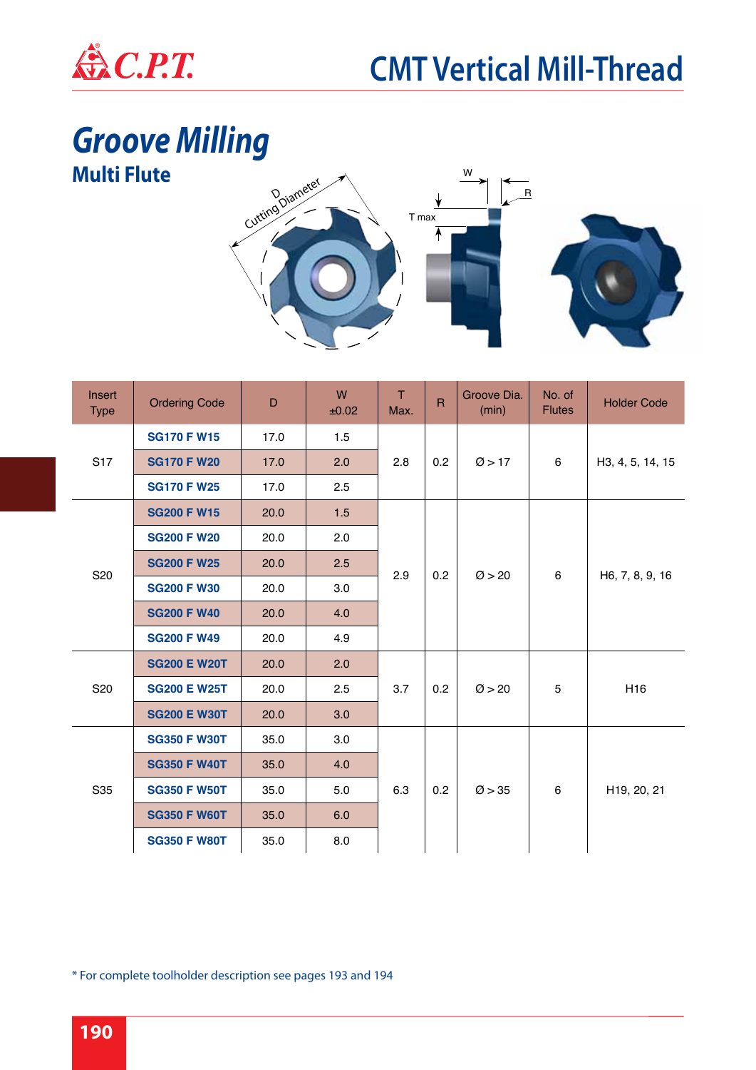# Groove Milling

## Multi Flute

| Insert Type | Ordering Code | D | W ±0.02 | T Max. | R | Groove Dia. (min) | No. of Flutes | Holder Code |
|---|---|---|---|---|---|---|---|---|
| S17 | **SG170 F W15** | 17.0 | 1.5 | 2.8 | 0.2 | Ø > 17 | 6 | H3, 4, 5, 14, 15 |
| | **SG170 F W20** | 17.0 | 2.0 | | | | | |
| | **SG170 F W25** | 17.0 | 2.5 | | | | | |
| S20 | **SG200 F W15** | 20.0 | 1.5 | 2.9 | 0.2 | Ø > 20 | 6 | H6, 7, 8, 9, 16 |
| | **SG200 F W20** | 20.0 | 2.0 | | | | | |
| | **SG200 F W25** | 20.0 | 2.5 | | | | | |
| | **SG200 F W30** | 20.0 | 3.0 | | | | | |
| | **SG200 F W40** | 20.0 | 4.0 | | | | | |
| | **SG200 F W49** | 20.0 | 4.9 | | | | | |
| S20 | **SG200 E W20T** | 20.0 | 2.0 | 3.7 | 0.2 | Ø > 20 | 5 | H16 |
| | **SG200 E W25T** | 20.0 | 2.5 | | | | | |
| | **SG200 E W30T** | 20.0 | 3.0 | | | | | |
| S35 | **SG350 F W30T** | 35.0 | 3.0 | 6.3 | 0.2 | Ø > 35 | 6 | H19, 20, 21 |
| | **SG350 F W40T** | 35.0 | 4.0 | | | | | |
| | **SG350 F W50T** | 35.0 | 5.0 | | | | | |
| | **SG350 F W60T** | 35.0 | 6.0 | | | | | |
| | **SG350 F W80T** | 35.0 | 8.0 | | | | | |

* For complete toolholder description see pages 193 and 194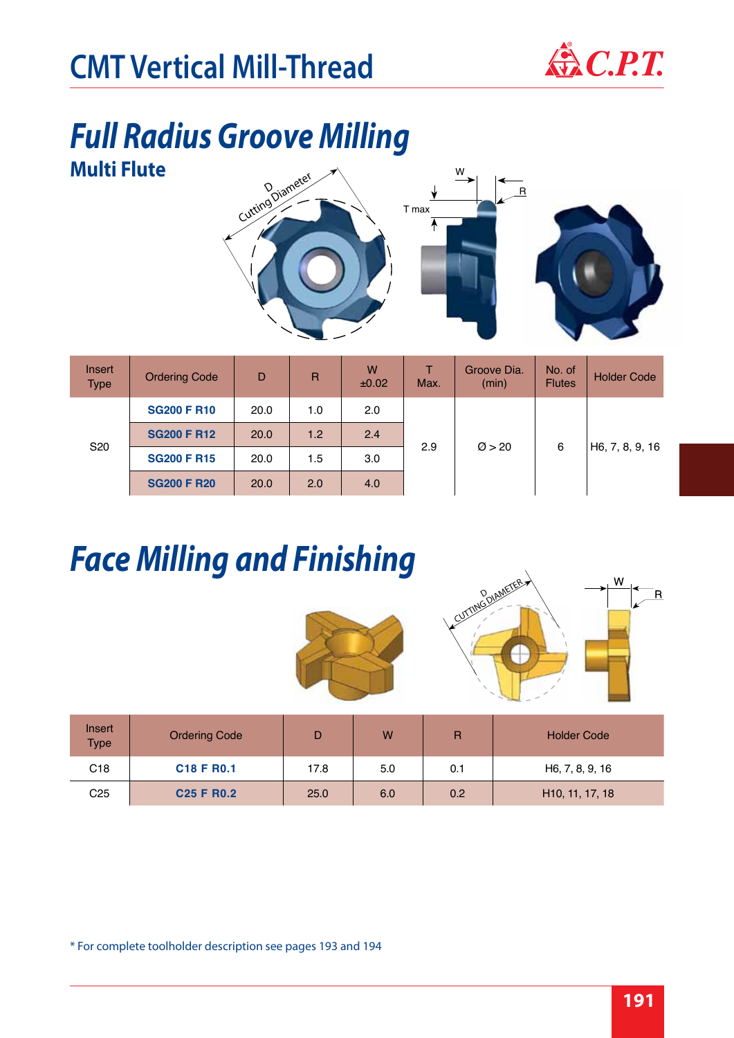# CMT Vertical Mill-Thread

## *Full Radius Groove Milling*

### Multi Flute

| Insert Type | Ordering Code | D | R | W ±0.02 | T Max. | Groove Dia. (min) | No. of Flutes | Holder Code |
|---|---|---|---|---|---|---|---|---|
| S20 | **SG200 F R10** | 20.0 | 1.0 | 2.0 | 2.9 | Ø > 20 | 6 | H6, 7, 8, 9, 16 |
| | **SG200 F R12** | 20.0 | 1.2 | 2.4 | | | | |
| | **SG200 F R15** | 20.0 | 1.5 | 3.0 | | | | |
| | **SG200 F R20** | 20.0 | 2.0 | 4.0 | | | | |

## *Face Milling and Finishing*

| Insert Type | Ordering Code | D | W | R | Holder Code |
|---|---|---|---|---|---|
| C18 | **C18 F R0.1** | 17.8 | 5.0 | 0.1 | H6, 7, 8, 9, 16 |
| C25 | **C25 F R0.2** | 25.0 | 6.0 | 0.2 | H10, 11, 17, 18 |

* For complete toolholder description see pages 193 and 194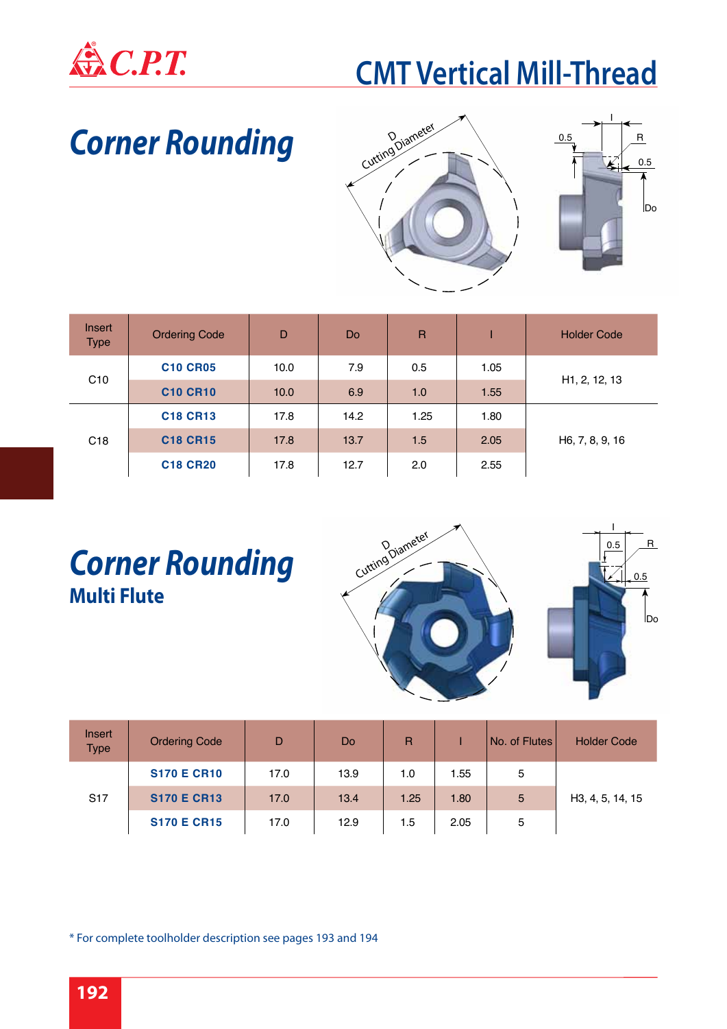# CMT Vertical Mill-Thread

## Corner Rounding

| Insert Type | Ordering Code | D | Do | R | I | Holder Code |
|---|---|---|---|---|---|---|
| C10 | C10 CR05 | 10.0 | 7.9 | 0.5 | 1.05 | H1, 2, 12, 13 |
| | C10 CR10 | 10.0 | 6.9 | 1.0 | 1.55 | |
| C18 | C18 CR13 | 17.8 | 14.2 | 1.25 | 1.80 | H6, 7, 8, 9, 16 |
| | C18 CR15 | 17.8 | 13.7 | 1.5 | 2.05 | |
| | C18 CR20 | 17.8 | 12.7 | 2.0 | 2.55 | |

## Corner Rounding
### Multi Flute

| Insert Type | Ordering Code | D | Do | R | I | No. of Flutes | Holder Code |
|---|---|---|---|---|---|---|---|
| S17 | S170 E CR10 | 17.0 | 13.9 | 1.0 | 1.55 | 5 | H3, 4, 5, 14, 15 |
| | S170 E CR13 | 17.0 | 13.4 | 1.25 | 1.80 | 5 | |
| | S170 E CR15 | 17.0 | 12.9 | 1.5 | 2.05 | 5 | |

* For complete toolholder description see pages 193 and 194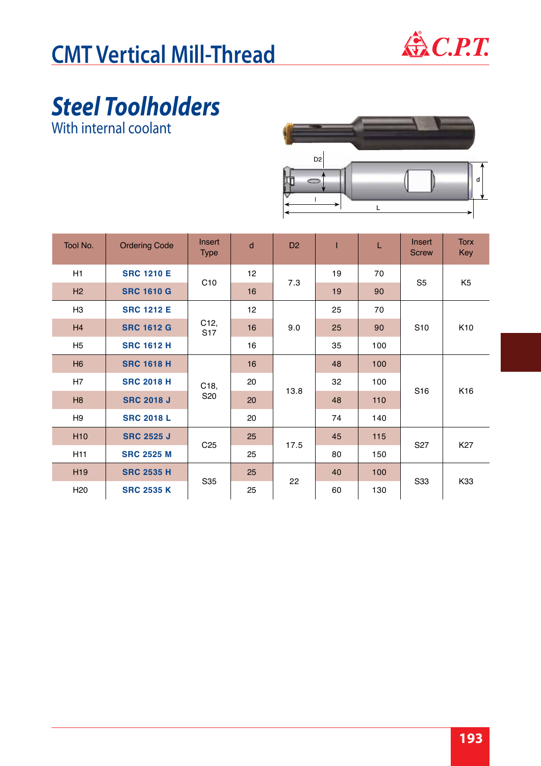# CMT Vertical Mill-Thread

## *Steel Toolholders*

With internal coolant

| Tool No. | Ordering Code | Insert Type | d | D2 | l | L | Insert Screw | Torx Key |
|---|---|---|---|---|---|---|---|---|
| H1 | SRC 1210 E | C10 | 12 | 7.3 | 19 | 70 | S5 | K5 |
| H2 | SRC 1610 G | | 16 | | 19 | 90 | | |
| H3 | SRC 1212 E | C12, S17 | 12 | 9.0 | 25 | 70 | S10 | K10 |
| H4 | SRC 1612 G | | 16 | | 25 | 90 | | |
| H5 | SRC 1612 H | | 16 | | 35 | 100 | | |
| H6 | SRC 1618 H | C18, S20 | 16 | 13.8 | 48 | 100 | S16 | K16 |
| H7 | SRC 2018 H | | 20 | | 32 | 100 | | |
| H8 | SRC 2018 J | | 20 | | 48 | 110 | | |
| H9 | SRC 2018 L | | 20 | | 74 | 140 | | |
| H10 | SRC 2525 J | C25 | 25 | 17.5 | 45 | 115 | S27 | K27 |
| H11 | SRC 2525 M | | 25 | | 80 | 150 | | |
| H19 | SRC 2535 H | S35 | 25 | 22 | 40 | 100 | S33 | K33 |
| H20 | SRC 2535 K | | 25 | | 60 | 130 | | |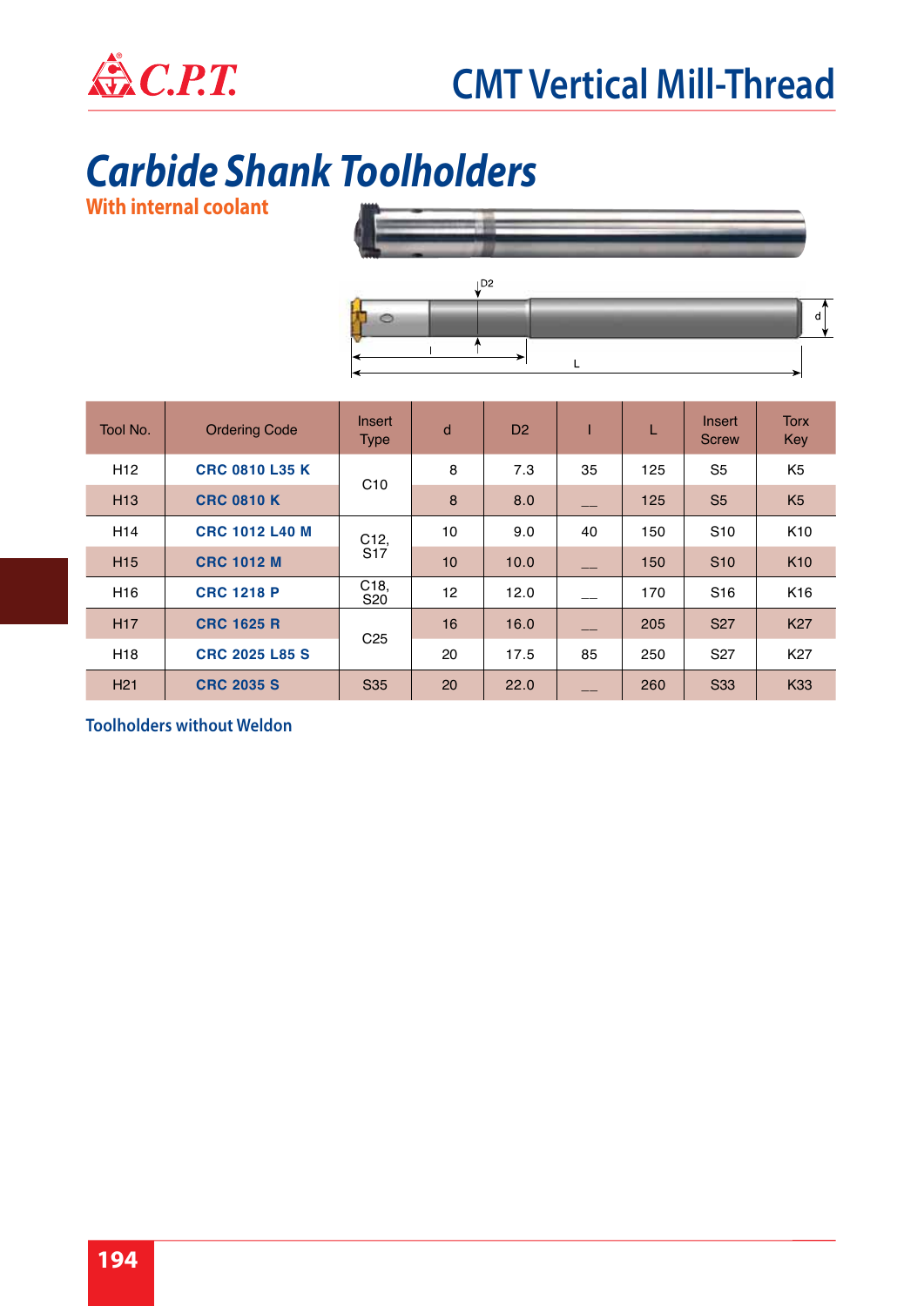# CMT Vertical Mill-Thread

## Carbide Shank Toolholders

**With internal coolant**

| Tool No. | Ordering Code | Insert Type | d | D2 | l | L | Insert Screw | Torx Key |
|---|---|---|---|---|---|---|---|---|
| H12 | **CRC 0810 L35 K** | C10 | 8 | 7.3 | 35 | 125 | S5 | K5 |
| H13 | **CRC 0810 K** | C10 | 8 | 8.0 | __ | 125 | S5 | K5 |
| H14 | **CRC 1012 L40 M** | C12, S17 | 10 | 9.0 | 40 | 150 | S10 | K10 |
| H15 | **CRC 1012 M** | C12, S17 | 10 | 10.0 | __ | 150 | S10 | K10 |
| H16 | **CRC 1218 P** | C18, S20 | 12 | 12.0 | __ | 170 | S16 | K16 |
| H17 | **CRC 1625 R** | C25 | 16 | 16.0 | __ | 205 | S27 | K27 |
| H18 | **CRC 2025 L85 S** | C25 | 20 | 17.5 | 85 | 250 | S27 | K27 |
| H21 | **CRC 2035 S** | S35 | 20 | 22.0 | __ | 260 | S33 | K33 |

Toolholders without Weldon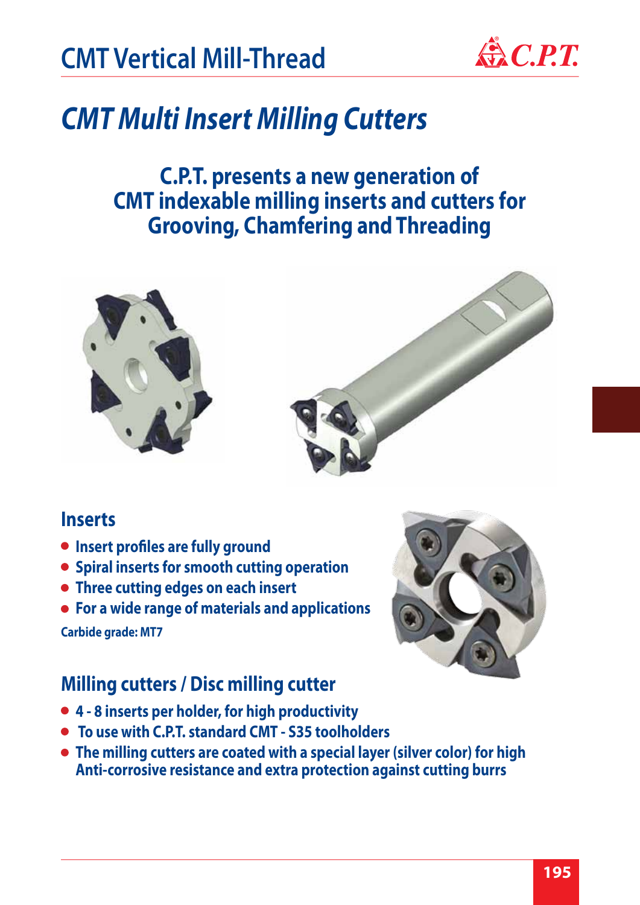# CMT Vertical Mill-Thread

## *CMT Multi Insert Milling Cutters*

**C.P.T. presents a new generation of CMT indexable milling inserts and cutters for Grooving, Chamfering and Threading**

### Inserts

- **Insert profiles are fully ground**
- **Spiral inserts for smooth cutting operation**
- **Three cutting edges on each insert**
- **For a wide range of materials and applications**

**Carbide grade: MT7**

### Milling cutters / Disc milling cutter

- **4 - 8 inserts per holder, for high productivity**
- **To use with C.P.T. standard CMT - S35 toolholders**
- **The milling cutters are coated with a special layer (silver color) for high Anti-corrosive resistance and extra protection against cutting burrs**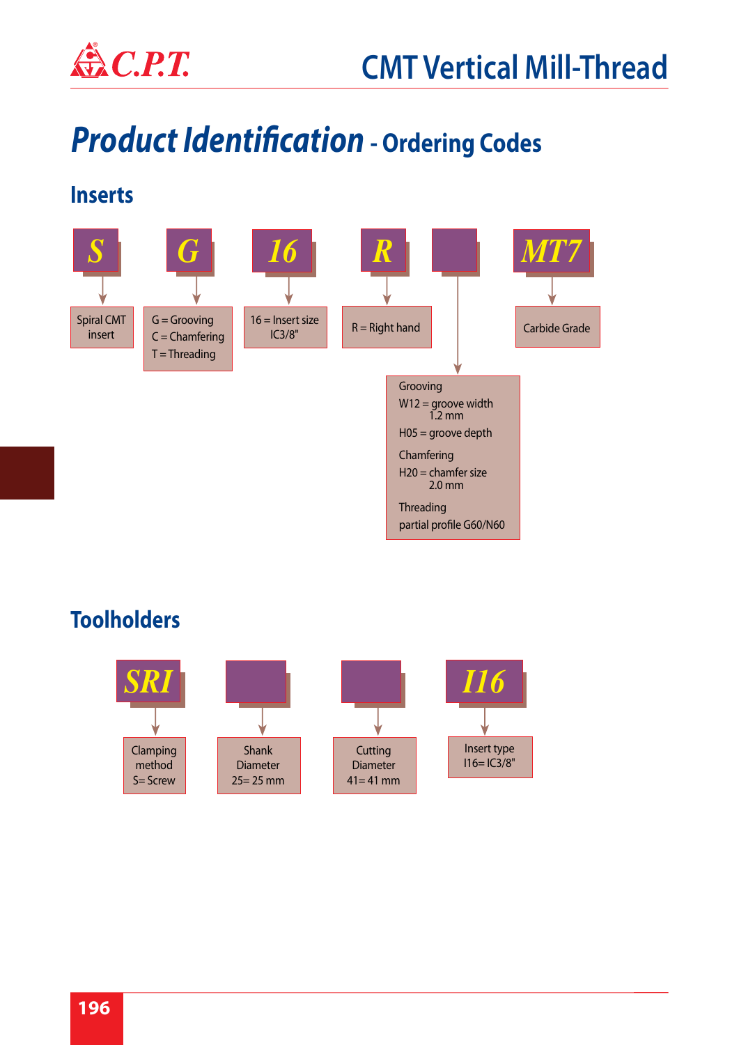# Product Identification - Ordering Codes

## Inserts

| S | G | 16 | R | | MT7 |
|---|---|---|---|---|---|
| Spiral CMT insert | G = Grooving<br>C = Chamfering<br>T = Threading | 16 = Insert size IC3/8" | R = Right hand | Grooving<br>W12 = groove width 1.2 mm<br>H05 = groove depth<br>Chamfering<br>H20 = chamfer size 2.0 mm<br>Threading<br>partial profile G60/N60 | Carbide Grade |

## Toolholders

| SRI | | | I16 |
|---|---|---|---|
| Clamping method<br>S= Screw | Shank Diameter<br>25= 25 mm | Cutting Diameter<br>41= 41 mm | Insert type<br>I16= IC3/8" |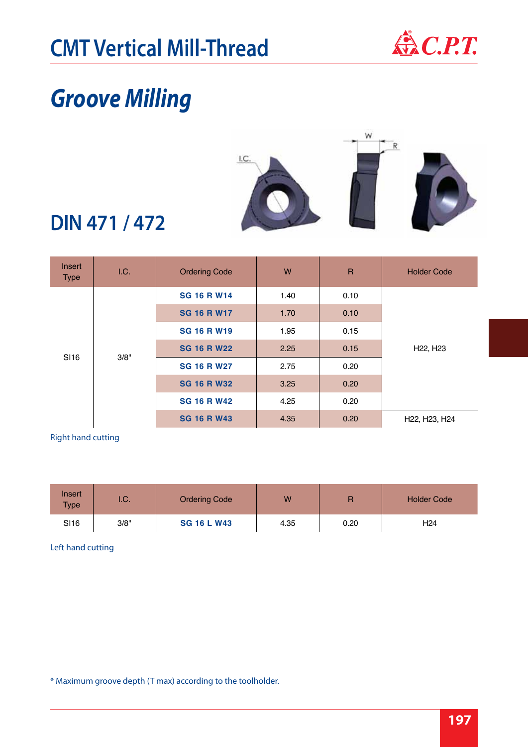# CMT Vertical Mill-Thread

## Groove Milling

## DIN 471 / 472

| Insert Type | I.C. | Ordering Code | W | R | Holder Code |
|---|---|---|---|---|---|
| SI16 | 3/8" | **SG 16 R W14** | 1.40 | 0.10 | H22, H23 |
| | | **SG 16 R W17** | 1.70 | 0.10 | |
| | | **SG 16 R W19** | 1.95 | 0.15 | |
| | | **SG 16 R W22** | 2.25 | 0.15 | |
| | | **SG 16 R W27** | 2.75 | 0.20 | |
| | | **SG 16 R W32** | 3.25 | 0.20 | |
| | | **SG 16 R W42** | 4.25 | 0.20 | |
| | | **SG 16 R W43** | 4.35 | 0.20 | H22, H23, H24 |

Right hand cutting

| Insert Type | I.C. | Ordering Code | W | R | Holder Code |
|---|---|---|---|---|---|
| SI16 | 3/8" | **SG 16 L W43** | 4.35 | 0.20 | H24 |

Left hand cutting

* Maximum groove depth (T max) according to the toolholder.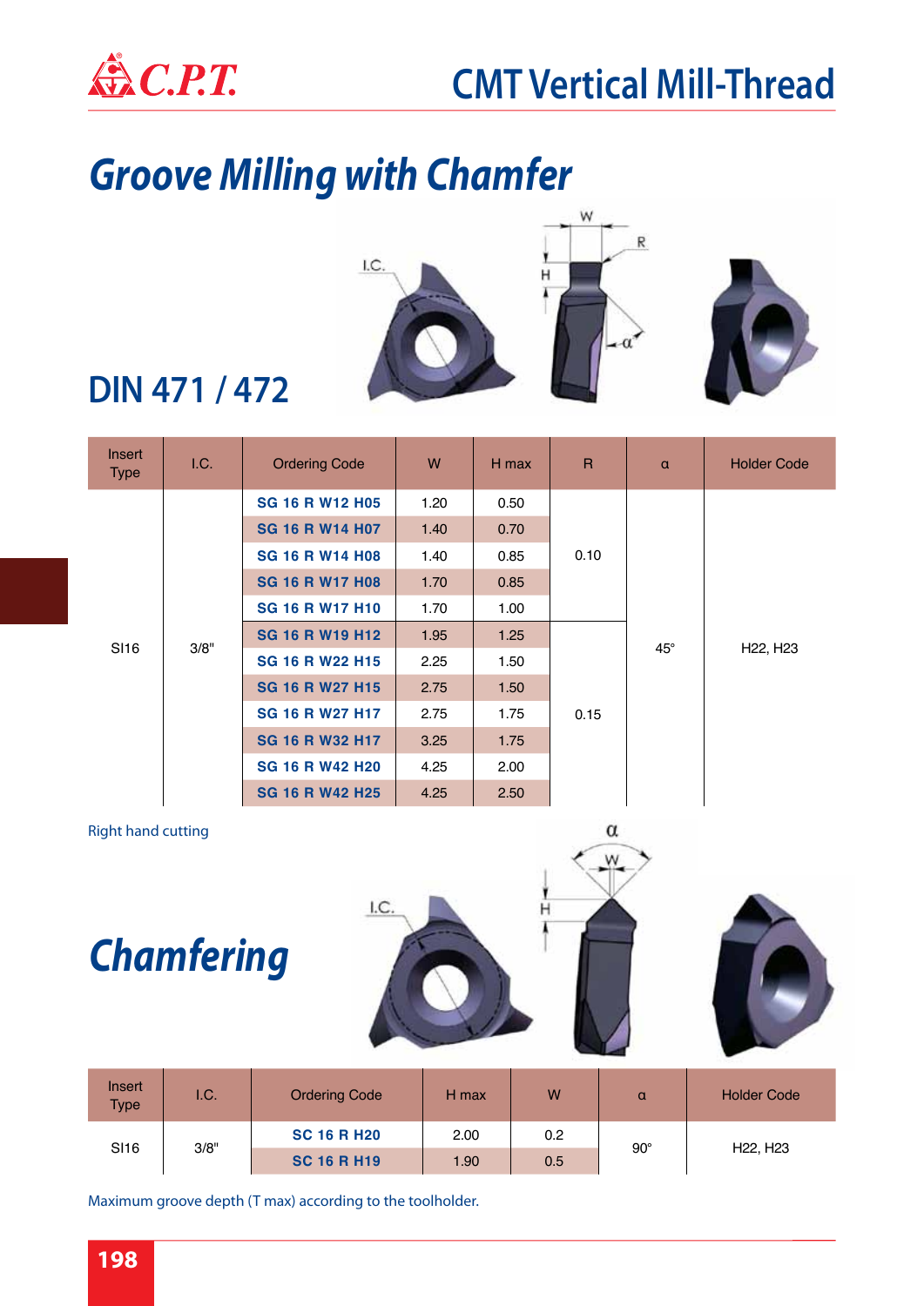# CMT Vertical Mill-Thread

## Groove Milling with Chamfer

## DIN 471 / 472

| Insert Type | I.C. | Ordering Code | W | H max | R | α | Holder Code |
|---|---|---|---|---|---|---|---|
| SI16 | 3/8" | SG 16 R W12 H05 | 1.20 | 0.50 | 0.10 | 45° | H22, H23 |
| | | SG 16 R W14 H07 | 1.40 | 0.70 | | | |
| | | SG 16 R W14 H08 | 1.40 | 0.85 | | | |
| | | SG 16 R W17 H08 | 1.70 | 0.85 | | | |
| | | SG 16 R W17 H10 | 1.70 | 1.00 | | | |
| | | SG 16 R W19 H12 | 1.95 | 1.25 | 0.15 | | |
| | | SG 16 R W22 H15 | 2.25 | 1.50 | | | |
| | | SG 16 R W27 H15 | 2.75 | 1.50 | | | |
| | | SG 16 R W27 H17 | 2.75 | 1.75 | | | |
| | | SG 16 R W32 H17 | 3.25 | 1.75 | | | |
| | | SG 16 R W42 H20 | 4.25 | 2.00 | | | |
| | | SG 16 R W42 H25 | 4.25 | 2.50 | | | |

Right hand cutting

## Chamfering

| Insert Type | I.C. | Ordering Code | H max | W | α | Holder Code |
|---|---|---|---|---|---|---|
| SI16 | 3/8" | SC 16 R H20 | 2.00 | 0.2 | 90° | H22, H23 |
| | | SC 16 R H19 | 1.90 | 0.5 | | |

Maximum groove depth (T max) according to the toolholder.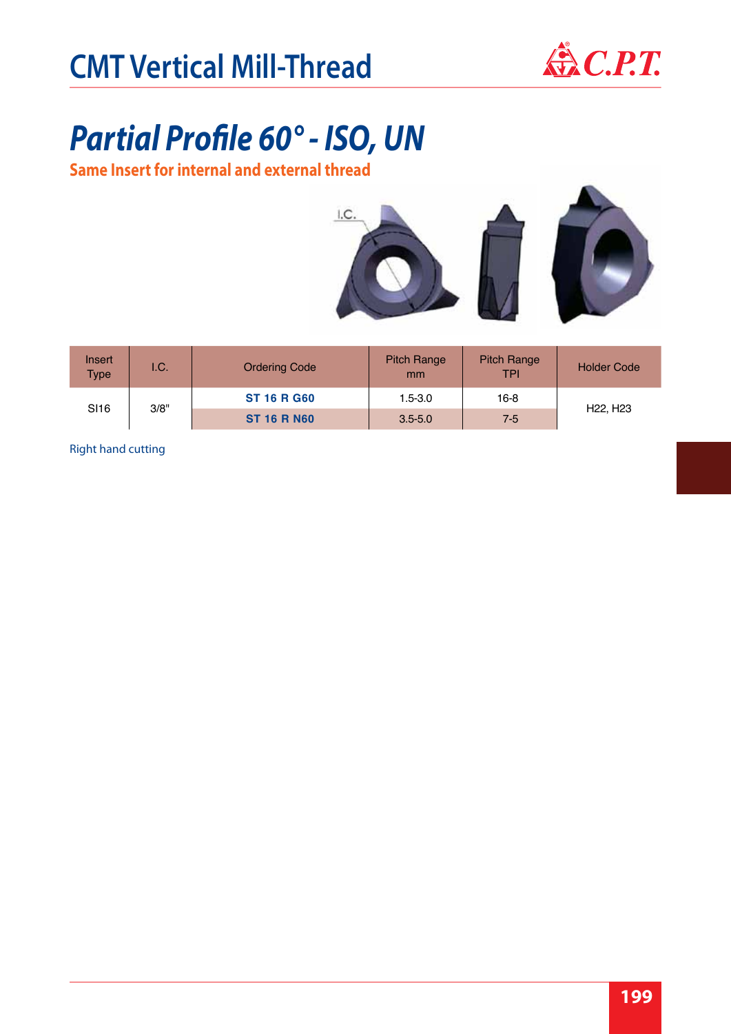# CMT Vertical Mill-Thread

## *Partial Profile 60° - ISO, UN*

**Same Insert for internal and external thread**

| Insert Type | I.C. | Ordering Code | Pitch Range mm | Pitch Range TPI | Holder Code |
|---|---|---|---|---|---|
| SI16 | 3/8" | **ST 16 R G60** | 1.5-3.0 | 16-8 | H22, H23 |
| | | **ST 16 R N60** | 3.5-5.0 | 7-5 | |

Right hand cutting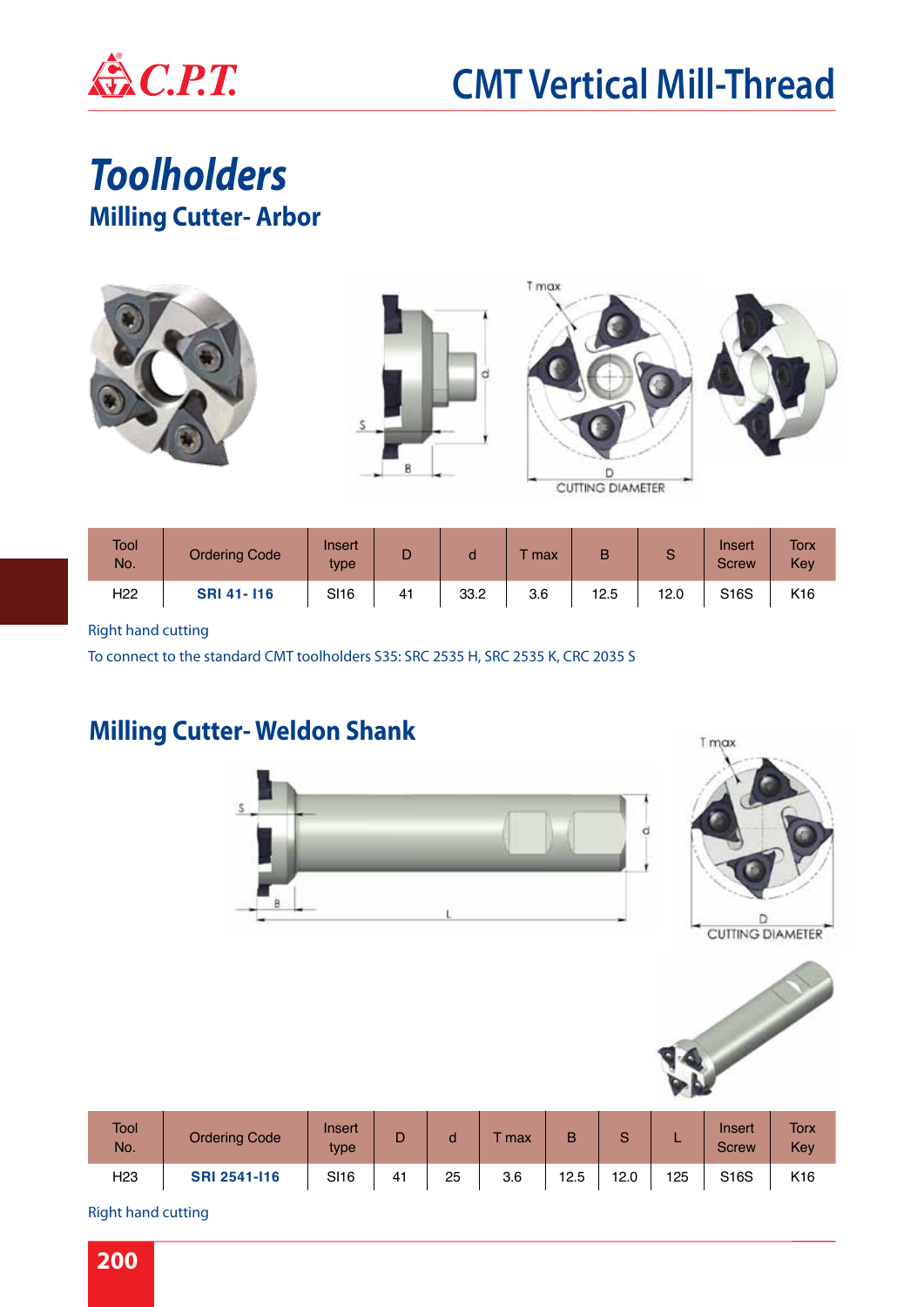# CMT Vertical Mill-Thread

# *Toolholders*

## Milling Cutter- Arbor

| Tool No. | Ordering Code | Insert type | D | d | T max | B | S | Insert Screw | Torx Key |
|---|---|---|---|---|---|---|---|---|---|
| H22 | **SRI 41- I16** | SI16 | 41 | 33.2 | 3.6 | 12.5 | 12.0 | S16S | K16 |

Right hand cutting

To connect to the standard CMT toolholders S35: SRC 2535 H, SRC 2535 K, CRC 2035 S

## Milling Cutter- Weldon Shank

| Tool No. | Ordering Code | Insert type | D | d | T max | B | S | L | Insert Screw | Torx Key |
|---|---|---|---|---|---|---|---|---|---|---|
| H23 | **SRI 2541-I16** | SI16 | 41 | 25 | 3.6 | 12.5 | 12.0 | 125 | S16S | K16 |

Right hand cutting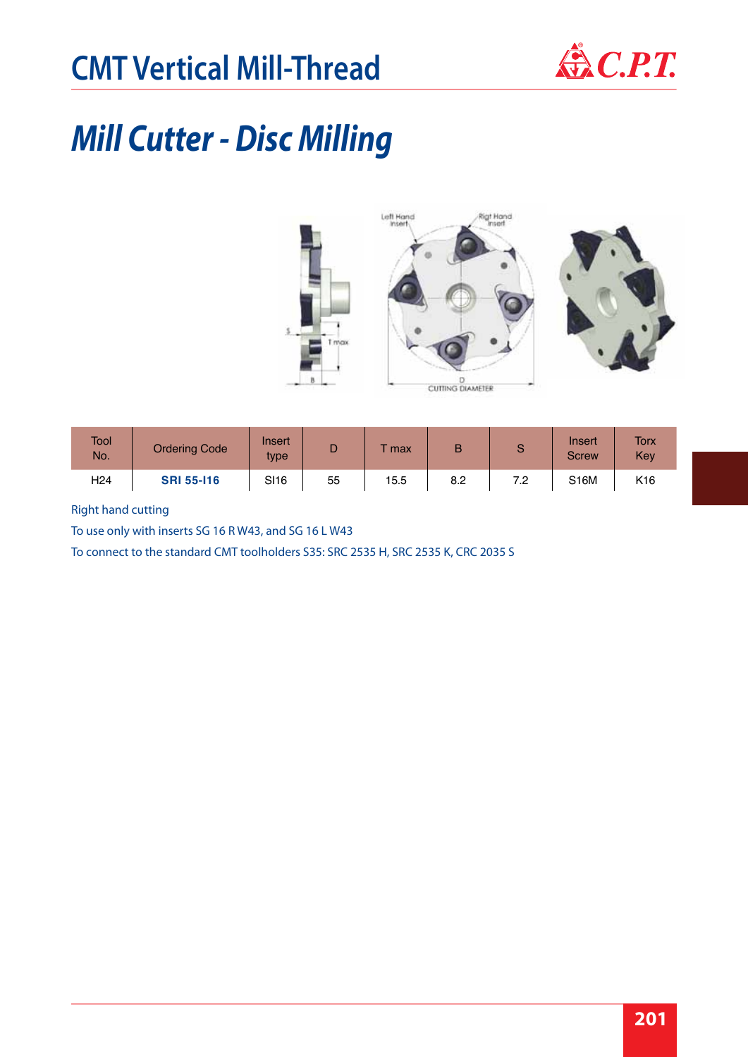# CMT Vertical Mill-Thread

## *Mill Cutter - Disc Milling*

Left Hand Insert

Rigt Hand Insert

S

T max

B

D
CUTTING DIAMETER

| Tool No. | Ordering Code | Insert type | D | T max | B | S | Insert Screw | Torx Key |
|---|---|---|---|---|---|---|---|---|
| H24 | **SRI 55-I16** | SI16 | 55 | 15.5 | 8.2 | 7.2 | S16M | K16 |

Right hand cutting

To use only with inserts SG 16 R W43, and SG 16 L W43

To connect to the standard CMT toolholders S35: SRC 2535 H, SRC 2535 K, CRC 2035 S